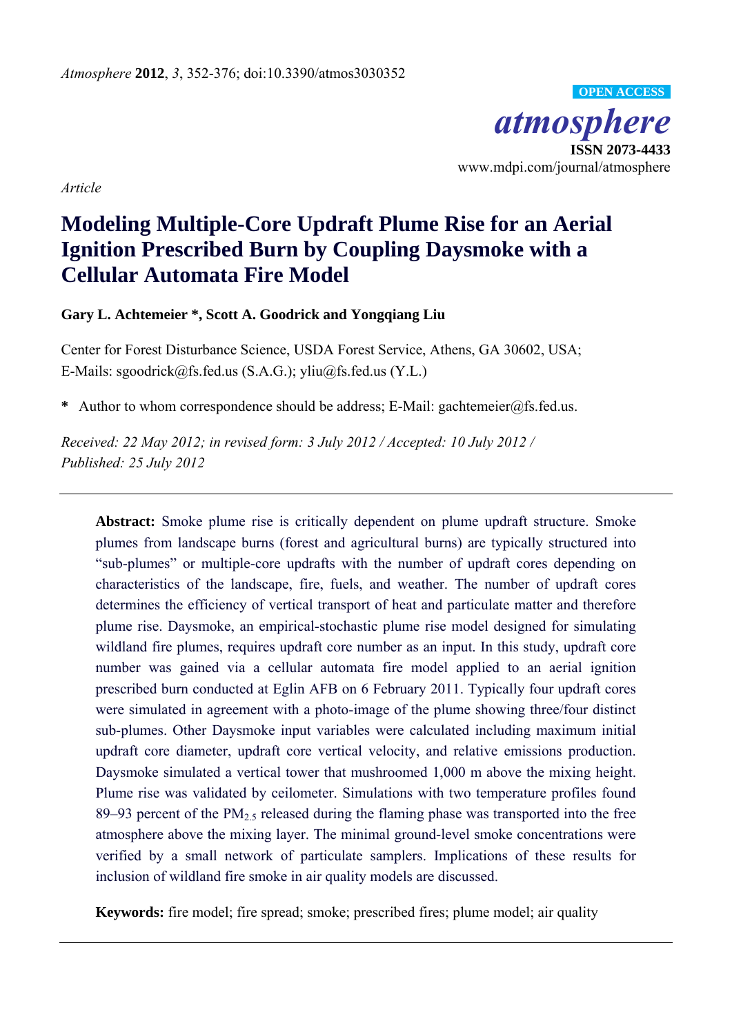*Article*

# Modeling Multiple-Core Updraft Plume Rise for an Aerial Ignition Prescribed Burn by Coupling Daysmoke with a Cellular Automata Fire Model

**Gary L. Achtemeier \*, Scott A. Goodrick and Yongqiang Liu**

Center for Forest Disturbance Science, USDA Forest Service, Athens, GA 30602, USA; E-Mails: sgoodrick@fs.fed.us (S.A.G.); yliu@fs.fed.us (Y.L.)

**\*** Author to whom correspondence should be address; E-Mail: gachtemeier@fs.fed.us.

*Received: 22 May 2012; in revised form: 3 July 2012 / Accepted: 10 July 2012 / Published: 25 July 2012*

---

**Abstract:** Smoke plume rise is critically dependent on plume updraft structure. Smoke plumes from landscape burns (forest and agricultural burns) are typically structured into "sub-plumes" or multiple-core updrafts with the number of updraft cores depending on characteristics of the landscape, fire, fuels, and weather. The number of updraft cores determines the efficiency of vertical transport of heat and particulate matter and therefore plume rise. Daysmoke, an empirical-stochastic plume rise model designed for simulating wildland fire plumes, requires updraft core number as an input. In this study, updraft core number was gained via a cellular automata fire model applied to an aerial ignition prescribed burn conducted at Eglin AFB on 6 February 2011. Typically four updraft cores were simulated in agreement with a photo-image of the plume showing three/four distinct sub-plumes. Other Daysmoke input variables were calculated including maximum initial updraft core diameter, updraft core vertical velocity, and relative emissions production. Daysmoke simulated a vertical tower that mushroomed 1,000 m above the mixing height. Plume rise was validated by ceilometer. Simulations with two temperature profiles found 89–93 percent of the $PM_{2.5}$ released during the flaming phase was transported into the free atmosphere above the mixing layer. The minimal ground-level smoke concentrations were verified by a small network of particulate samplers. Implications of these results for inclusion of wildland fire smoke in air quality models are discussed.

**Keywords:** fire model; fire spread; smoke; prescribed fires; plume model; air quality

---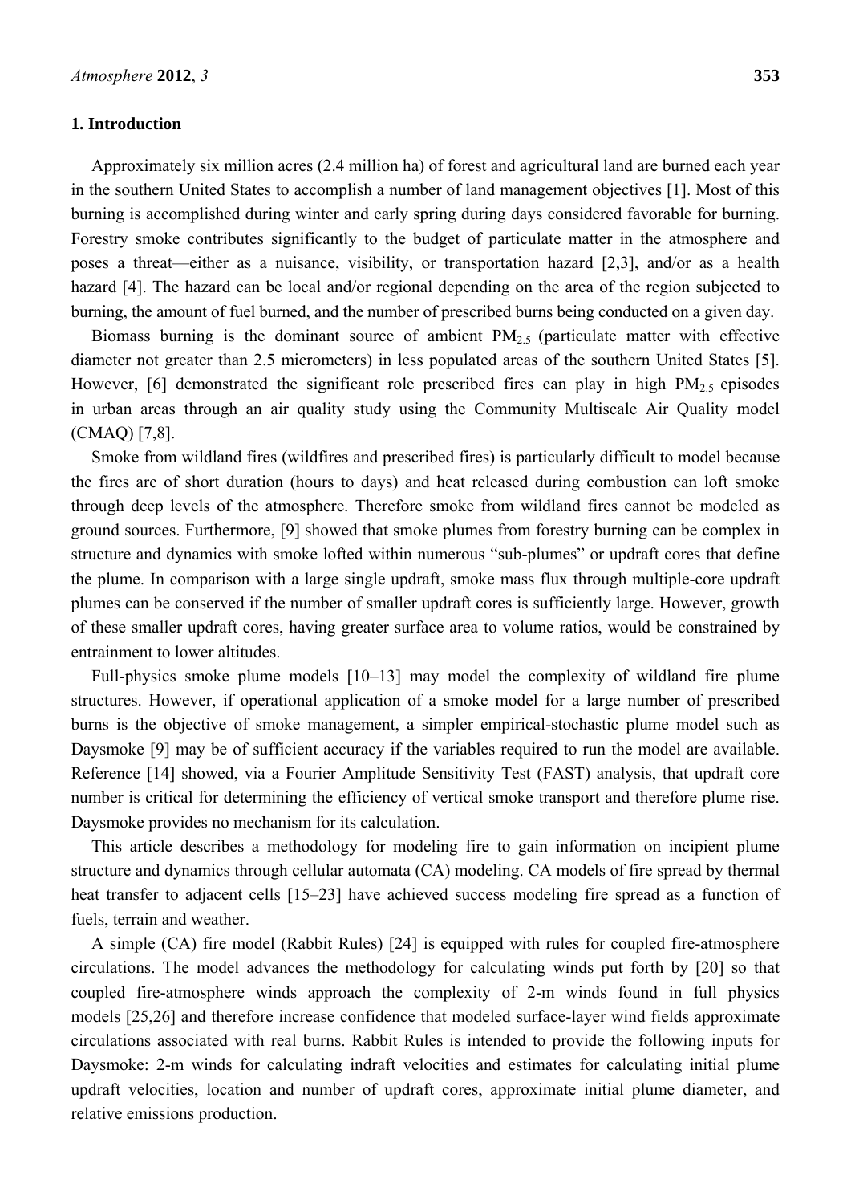## 1. Introduction

Approximately six million acres (2.4 million ha) of forest and agricultural land are burned each year in the southern United States to accomplish a number of land management objectives [1]. Most of this burning is accomplished during winter and early spring during days considered favorable for burning. Forestry smoke contributes significantly to the budget of particulate matter in the atmosphere and poses a threat—either as a nuisance, visibility, or transportation hazard [2,3], and/or as a health hazard [4]. The hazard can be local and/or regional depending on the area of the region subjected to burning, the amount of fuel burned, and the number of prescribed burns being conducted on a given day.

Biomass burning is the dominant source of ambient $PM_{2.5}$ (particulate matter with effective diameter not greater than 2.5 micrometers) in less populated areas of the southern United States [5]. However, [6] demonstrated the significant role prescribed fires can play in high $PM_{2.5}$ episodes in urban areas through an air quality study using the Community Multiscale Air Quality model (CMAQ) [7,8].

Smoke from wildland fires (wildfires and prescribed fires) is particularly difficult to model because the fires are of short duration (hours to days) and heat released during combustion can loft smoke through deep levels of the atmosphere. Therefore smoke from wildland fires cannot be modeled as ground sources. Furthermore, [9] showed that smoke plumes from forestry burning can be complex in structure and dynamics with smoke lofted within numerous "sub-plumes" or updraft cores that define the plume. In comparison with a large single updraft, smoke mass flux through multiple-core updraft plumes can be conserved if the number of smaller updraft cores is sufficiently large. However, growth of these smaller updraft cores, having greater surface area to volume ratios, would be constrained by entrainment to lower altitudes.

Full-physics smoke plume models [10–13] may model the complexity of wildland fire plume structures. However, if operational application of a smoke model for a large number of prescribed burns is the objective of smoke management, a simpler empirical-stochastic plume model such as Daysmoke [9] may be of sufficient accuracy if the variables required to run the model are available. Reference [14] showed, via a Fourier Amplitude Sensitivity Test (FAST) analysis, that updraft core number is critical for determining the efficiency of vertical smoke transport and therefore plume rise. Daysmoke provides no mechanism for its calculation.

This article describes a methodology for modeling fire to gain information on incipient plume structure and dynamics through cellular automata (CA) modeling. CA models of fire spread by thermal heat transfer to adjacent cells [15–23] have achieved success modeling fire spread as a function of fuels, terrain and weather.

A simple (CA) fire model (Rabbit Rules) [24] is equipped with rules for coupled fire-atmosphere circulations. The model advances the methodology for calculating winds put forth by [20] so that coupled fire-atmosphere winds approach the complexity of 2-m winds found in full physics models [25,26] and therefore increase confidence that modeled surface-layer wind fields approximate circulations associated with real burns. Rabbit Rules is intended to provide the following inputs for Daysmoke: 2-m winds for calculating indraft velocities and estimates for calculating initial plume updraft velocities, location and number of updraft cores, approximate initial plume diameter, and relative emissions production.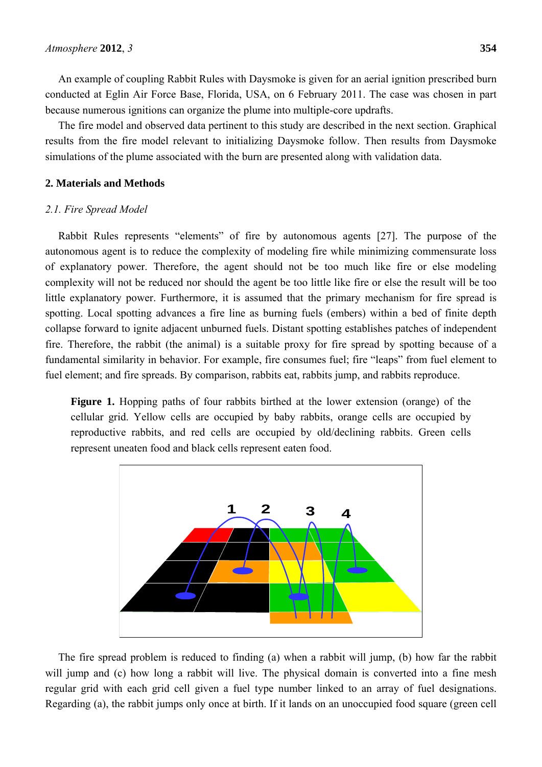An example of coupling Rabbit Rules with Daysmoke is given for an aerial ignition prescribed burn conducted at Eglin Air Force Base, Florida, USA, on 6 February 2011. The case was chosen in part because numerous ignitions can organize the plume into multiple-core updrafts.

The fire model and observed data pertinent to this study are described in the next section. Graphical results from the fire model relevant to initializing Daysmoke follow. Then results from Daysmoke simulations of the plume associated with the burn are presented along with validation data.

## 2. Materials and Methods

### *2.1. Fire Spread Model*

Rabbit Rules represents "elements" of fire by autonomous agents [27]. The purpose of the autonomous agent is to reduce the complexity of modeling fire while minimizing commensurate loss of explanatory power. Therefore, the agent should not be too much like fire or else modeling complexity will not be reduced nor should the agent be too little like fire or else the result will be too little explanatory power. Furthermore, it is assumed that the primary mechanism for fire spread is spotting. Local spotting advances a fire line as burning fuels (embers) within a bed of finite depth collapse forward to ignite adjacent unburned fuels. Distant spotting establishes patches of independent fire. Therefore, the rabbit (the animal) is a suitable proxy for fire spread by spotting because of a fundamental similarity in behavior. For example, fire consumes fuel; fire "leaps" from fuel element to fuel element; and fire spreads. By comparison, rabbits eat, rabbits jump, and rabbits reproduce.

**Figure 1.** Hopping paths of four rabbits birthed at the lower extension (orange) of the cellular grid. Yellow cells are occupied by baby rabbits, orange cells are occupied by reproductive rabbits, and red cells are occupied by old/declining rabbits. Green cells represent uneaten food and black cells represent eaten food.

The fire spread problem is reduced to finding (a) when a rabbit will jump, (b) how far the rabbit will jump and (c) how long a rabbit will live. The physical domain is converted into a fine mesh regular grid with each grid cell given a fuel type number linked to an array of fuel designations. Regarding (a), the rabbit jumps only once at birth. If it lands on an unoccupied food square (green cell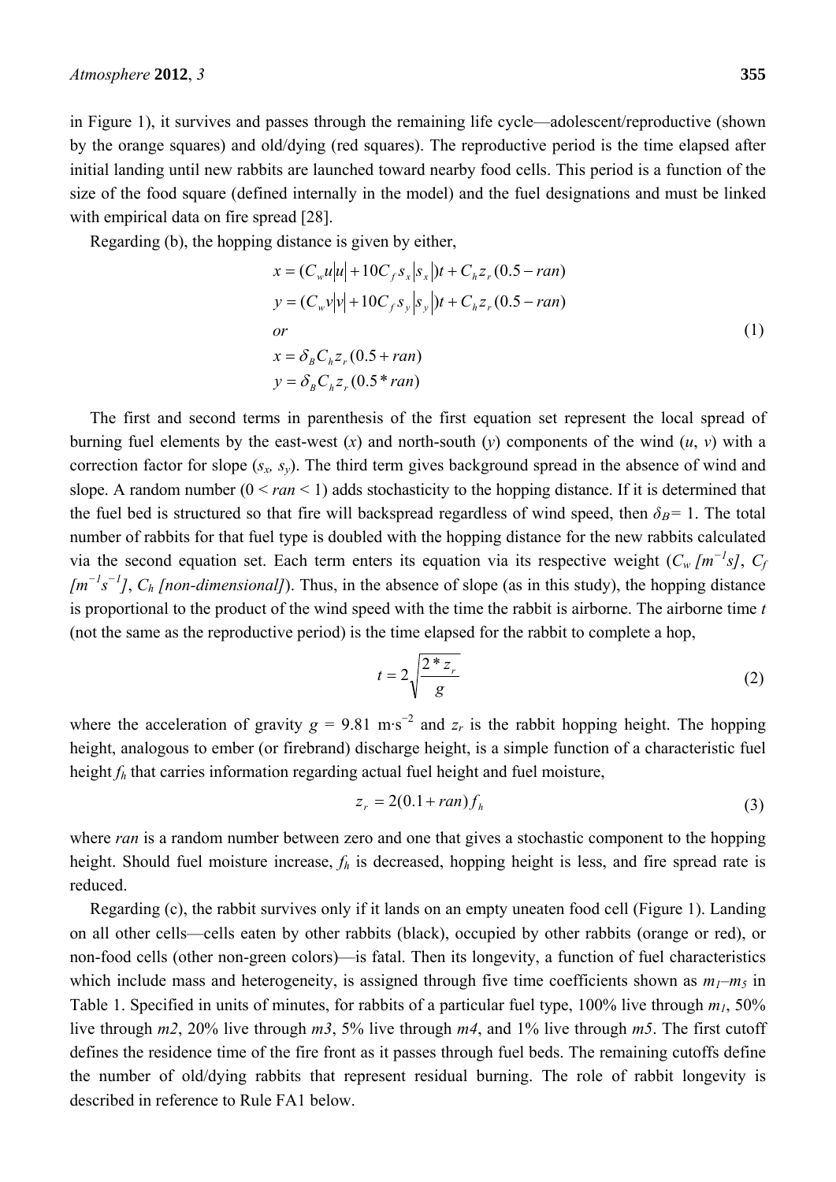in Figure 1), it survives and passes through the remaining life cycle—adolescent/reproductive (shown by the orange squares) and old/dying (red squares). The reproductive period is the time elapsed after initial landing until new rabbits are launched toward nearby food cells. This period is a function of the size of the food square (defined internally in the model) and the fuel designations and must be linked with empirical data on fire spread [28].

Regarding (b), the hopping distance is given by either,

$$
\begin{aligned}
x &= (C_w u|u| + 10C_f s_x|s_x|)t + C_h z_r (0.5 - ran) \\
y &= (C_w v|v| + 10C_f s_y|s_y|)t + C_h z_r (0.5 - ran) \\
&or \\
x &= \delta_B C_h z_r (0.5 + ran) \\
y &= \delta_B C_h z_r (0.5 * ran)
\end{aligned}
\tag{1}
$$

The first and second terms in parenthesis of the first equation set represent the local spread of burning fuel elements by the east-west ($x$) and north-south ($y$) components of the wind ($u$, $v$) with a correction factor for slope ($s_x$, $s_y$). The third term gives background spread in the absence of wind and slope. A random number ($0 < ran < 1$) adds stochasticity to the hopping distance. If it is determined that the fuel bed is structured so that fire will backspread regardless of wind speed, then $\delta_B = 1$. The total number of rabbits for that fuel type is doubled with the hopping distance for the new rabbits calculated via the second equation set. Each term enters its equation via its respective weight ($C_w$ *[$m^{-1}s$]*, $C_f$ *[$m^{-1}s^{-1}$]*, $C_h$ *[non-dimensional]*). Thus, in the absence of slope (as in this study), the hopping distance is proportional to the product of the wind speed with the time the rabbit is airborne. The airborne time $t$ (not the same as the reproductive period) is the time elapsed for the rabbit to complete a hop,

$$
t = 2\sqrt{\frac{2 * z_r}{g}}
\tag{2}
$$

where the acceleration of gravity $g = 9.81 \text{ m·s}^{-2}$ and $z_r$ is the rabbit hopping height. The hopping height, analogous to ember (or firebrand) discharge height, is a simple function of a characteristic fuel height $f_h$ that carries information regarding actual fuel height and fuel moisture,

$$
z_r = 2(0.1 + ran) f_h
\tag{3}
$$

where *ran* is a random number between zero and one that gives a stochastic component to the hopping height. Should fuel moisture increase, $f_h$ is decreased, hopping height is less, and fire spread rate is reduced.

Regarding (c), the rabbit survives only if it lands on an empty uneaten food cell (Figure 1). Landing on all other cells—cells eaten by other rabbits (black), occupied by other rabbits (orange or red), or non-food cells (other non-green colors)—is fatal. Then its longevity, a function of fuel characteristics which include mass and heterogeneity, is assigned through five time coefficients shown as $m_1$–$m_5$ in Table 1. Specified in units of minutes, for rabbits of a particular fuel type, 100% live through $m_1$, 50% live through $m2$, 20% live through $m3$, 5% live through $m4$, and 1% live through $m5$. The first cutoff defines the residence time of the fire front as it passes through fuel beds. The remaining cutoffs define the number of old/dying rabbits that represent residual burning. The role of rabbit longevity is described in reference to Rule FA1 below.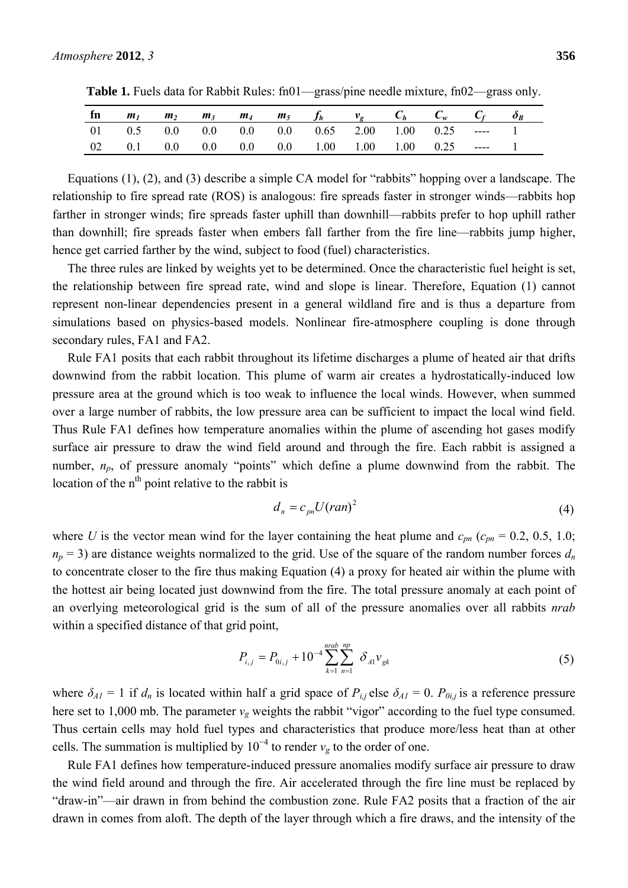**Table 1.** Fuels data for Rabbit Rules: fn01—grass/pine needle mixture, fn02—grass only.

| fn | $m_1$ | $m_2$ | $m_3$ | $m_4$ | $m_5$ | $f_h$ | $v_g$ | $C_h$ | $C_w$ | $C_f$ | $\delta_B$ |
|---|---|---|---|---|---|---|---|---|---|---|---|
| 01 | 0.5 | 0.0 | 0.0 | 0.0 | 0.0 | 0.65 | 2.00 | 1.00 | 0.25 | ---- | 1 |
| 02 | 0.1 | 0.0 | 0.0 | 0.0 | 0.0 | 1.00 | 1.00 | 1.00 | 0.25 | ---- | 1 |

Equations (1), (2), and (3) describe a simple CA model for "rabbits" hopping over a landscape. The relationship to fire spread rate (ROS) is analogous: fire spreads faster in stronger winds—rabbits hop farther in stronger winds; fire spreads faster uphill than downhill—rabbits prefer to hop uphill rather than downhill; fire spreads faster when embers fall farther from the fire line—rabbits jump higher, hence get carried farther by the wind, subject to food (fuel) characteristics.

The three rules are linked by weights yet to be determined. Once the characteristic fuel height is set, the relationship between fire spread rate, wind and slope is linear. Therefore, Equation (1) cannot represent non-linear dependencies present in a general wildland fire and is thus a departure from simulations based on physics-based models. Nonlinear fire-atmosphere coupling is done through secondary rules, FA1 and FA2.

Rule FA1 posits that each rabbit throughout its lifetime discharges a plume of heated air that drifts downwind from the rabbit location. This plume of warm air creates a hydrostatically-induced low pressure area at the ground which is too weak to influence the local winds. However, when summed over a large number of rabbits, the low pressure area can be sufficient to impact the local wind field. Thus Rule FA1 defines how temperature anomalies within the plume of ascending hot gases modify surface air pressure to draw the wind field around and through the fire. Each rabbit is assigned a number, $n_p$, of pressure anomaly "points" which define a plume downwind from the rabbit. The location of the n[th] point relative to the rabbit is

$$d_n = c_{pn} U (ran)^2 \tag{4}$$

where $U$ is the vector mean wind for the layer containing the heat plume and $c_{pn}$ ($c_{pn}$ = 0.2, 0.5, 1.0; $n_p$ = 3) are distance weights normalized to the grid. Use of the square of the random number forces $d_n$ to concentrate closer to the fire thus making Equation (4) a proxy for heated air within the plume with the hottest air being located just downwind from the fire. The total pressure anomaly at each point of an overlying meteorological grid is the sum of all of the pressure anomalies over all rabbits *nrab* within a specified distance of that grid point,

$$P_{i,j} = P_{0i,j} + 10^{-4} \sum_{k=1}^{nrab} \sum_{n=1}^{np} \delta_{A1} v_{gk} \tag{5}$$

where $\delta_{A1}$ = 1 if $d_n$ is located within half a grid space of $P_{i,j}$ else $\delta_{A1}$ = 0. $P_{0i,j}$ is a reference pressure here set to 1,000 mb. The parameter $v_g$ weights the rabbit "vigor" according to the fuel type consumed. Thus certain cells may hold fuel types and characteristics that produce more/less heat than at other cells. The summation is multiplied by $10^{-4}$ to render $v_g$ to the order of one.

Rule FA1 defines how temperature-induced pressure anomalies modify surface air pressure to draw the wind field around and through the fire. Air accelerated through the fire line must be replaced by "draw-in"—air drawn in from behind the combustion zone. Rule FA2 posits that a fraction of the air drawn in comes from aloft. The depth of the layer through which a fire draws, and the intensity of the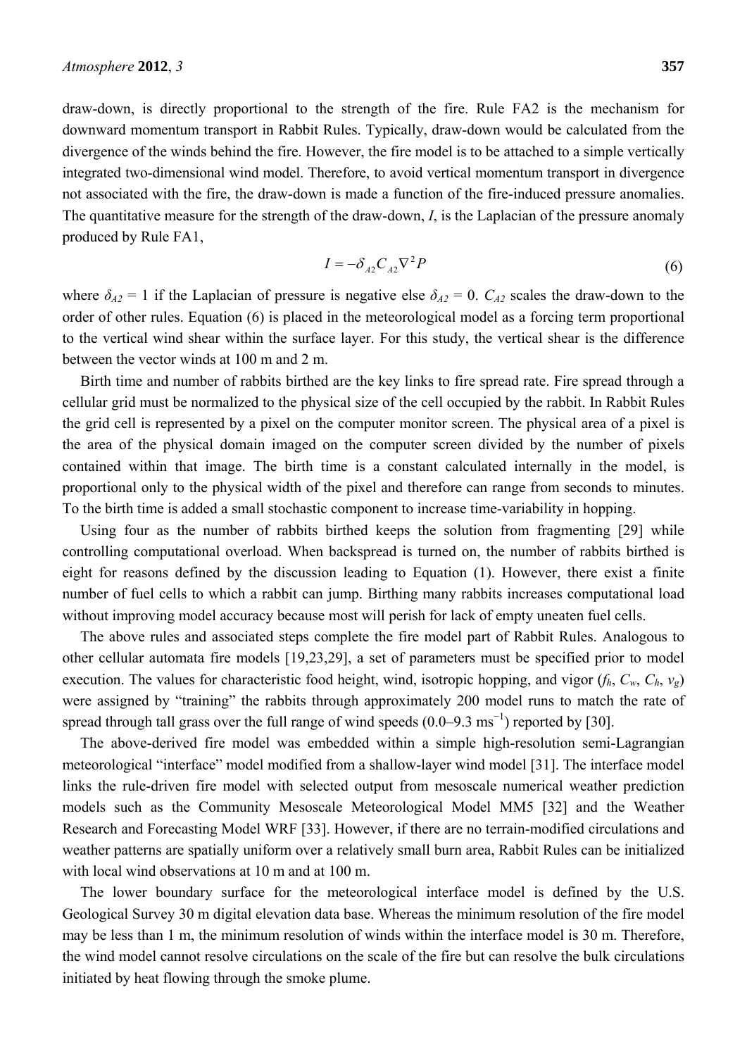draw-down, is directly proportional to the strength of the fire. Rule FA2 is the mechanism for downward momentum transport in Rabbit Rules. Typically, draw-down would be calculated from the divergence of the winds behind the fire. However, the fire model is to be attached to a simple vertically integrated two-dimensional wind model. Therefore, to avoid vertical momentum transport in divergence not associated with the fire, the draw-down is made a function of the fire-induced pressure anomalies. The quantitative measure for the strength of the draw-down, *I*, is the Laplacian of the pressure anomaly produced by Rule FA1,

$$I = -\delta_{A2} C_{A2} \nabla^2 P \tag{6}$$

where $\delta_{A2} = 1$ if the Laplacian of pressure is negative else $\delta_{A2} = 0$. $C_{A2}$ scales the draw-down to the order of other rules. Equation (6) is placed in the meteorological model as a forcing term proportional to the vertical wind shear within the surface layer. For this study, the vertical shear is the difference between the vector winds at 100 m and 2 m.

Birth time and number of rabbits birthed are the key links to fire spread rate. Fire spread through a cellular grid must be normalized to the physical size of the cell occupied by the rabbit. In Rabbit Rules the grid cell is represented by a pixel on the computer monitor screen. The physical area of a pixel is the area of the physical domain imaged on the computer screen divided by the number of pixels contained within that image. The birth time is a constant calculated internally in the model, is proportional only to the physical width of the pixel and therefore can range from seconds to minutes. To the birth time is added a small stochastic component to increase time-variability in hopping.

Using four as the number of rabbits birthed keeps the solution from fragmenting [29] while controlling computational overload. When backspread is turned on, the number of rabbits birthed is eight for reasons defined by the discussion leading to Equation (1). However, there exist a finite number of fuel cells to which a rabbit can jump. Birthing many rabbits increases computational load without improving model accuracy because most will perish for lack of empty uneaten fuel cells.

The above rules and associated steps complete the fire model part of Rabbit Rules. Analogous to other cellular automata fire models [19,23,29], a set of parameters must be specified prior to model execution. The values for characteristic food height, wind, isotropic hopping, and vigor ($f_h$, $C_w$, $C_h$, $v_g$) were assigned by "training" the rabbits through approximately 200 model runs to match the rate of spread through tall grass over the full range of wind speeds (0.0–9.3 $\text{ms}^{-1}$) reported by [30].

The above-derived fire model was embedded within a simple high-resolution semi-Lagrangian meteorological "interface" model modified from a shallow-layer wind model [31]. The interface model links the rule-driven fire model with selected output from mesoscale numerical weather prediction models such as the Community Mesoscale Meteorological Model MM5 [32] and the Weather Research and Forecasting Model WRF [33]. However, if there are no terrain-modified circulations and weather patterns are spatially uniform over a relatively small burn area, Rabbit Rules can be initialized with local wind observations at 10 m and at 100 m.

The lower boundary surface for the meteorological interface model is defined by the U.S. Geological Survey 30 m digital elevation data base. Whereas the minimum resolution of the fire model may be less than 1 m, the minimum resolution of winds within the interface model is 30 m. Therefore, the wind model cannot resolve circulations on the scale of the fire but can resolve the bulk circulations initiated by heat flowing through the smoke plume.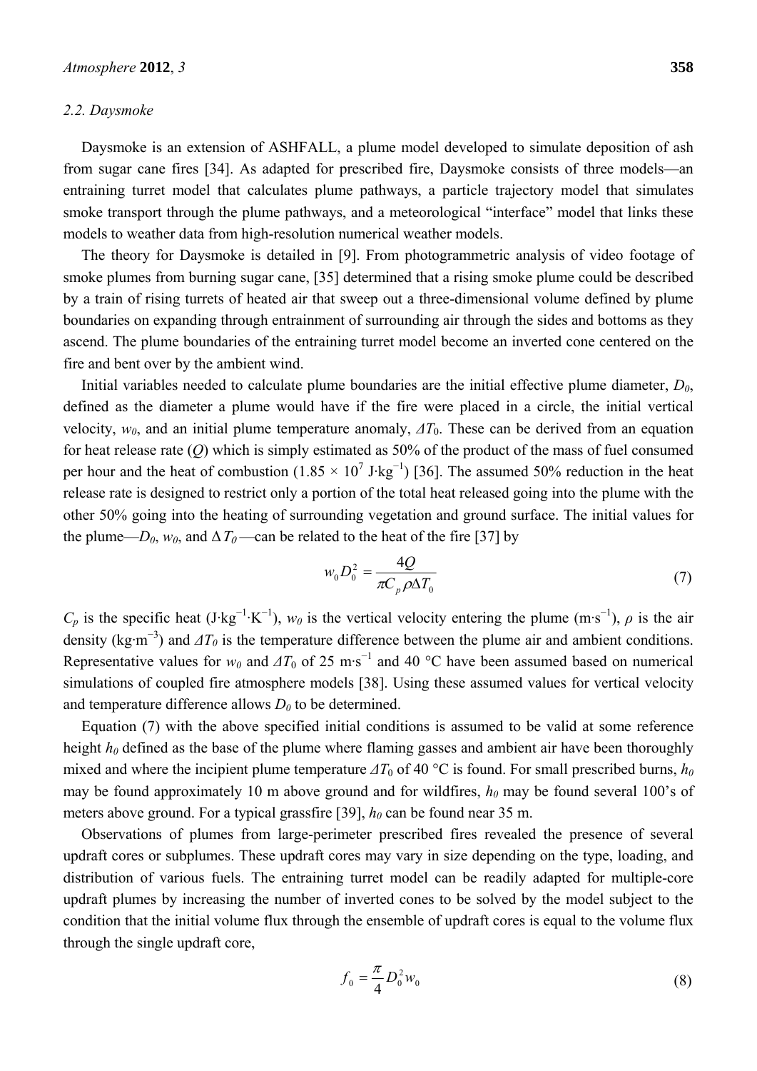### 2.2. Daysmoke

Daysmoke is an extension of ASHFALL, a plume model developed to simulate deposition of ash from sugar cane fires [34]. As adapted for prescribed fire, Daysmoke consists of three models—an entraining turret model that calculates plume pathways, a particle trajectory model that simulates smoke transport through the plume pathways, and a meteorological "interface" model that links these models to weather data from high-resolution numerical weather models.

The theory for Daysmoke is detailed in [9]. From photogrammetric analysis of video footage of smoke plumes from burning sugar cane, [35] determined that a rising smoke plume could be described by a train of rising turrets of heated air that sweep out a three-dimensional volume defined by plume boundaries on expanding through entrainment of surrounding air through the sides and bottoms as they ascend. The plume boundaries of the entraining turret model become an inverted cone centered on the fire and bent over by the ambient wind.

Initial variables needed to calculate plume boundaries are the initial effective plume diameter, $D_0$, defined as the diameter a plume would have if the fire were placed in a circle, the initial vertical velocity, $w_0$, and an initial plume temperature anomaly, $\Delta T_0$. These can be derived from an equation for heat release rate ($Q$) which is simply estimated as 50% of the product of the mass of fuel consumed per hour and the heat of combustion ($1.85 \times 10^7$ J·kg$^{-1}$) [36]. The assumed 50% reduction in the heat release rate is designed to restrict only a portion of the total heat released going into the plume with the other 50% going into the heating of surrounding vegetation and ground surface. The initial values for the plume—$D_0$, $w_0$, and $\Delta T_0$—can be related to the heat of the fire [37] by

$$w_0 D_0^2 = \frac{4Q}{\pi C_p \rho \Delta T_0} \tag{7}$$

$C_p$ is the specific heat (J·kg$^{-1}$·K$^{-1}$), $w_0$ is the vertical velocity entering the plume (m·s$^{-1}$), $\rho$ is the air density (kg·m$^{-3}$) and $\Delta T_0$ is the temperature difference between the plume air and ambient conditions. Representative values for $w_0$ and $\Delta T_0$ of 25 m·s$^{-1}$ and 40 °C have been assumed based on numerical simulations of coupled fire atmosphere models [38]. Using these assumed values for vertical velocity and temperature difference allows $D_0$ to be determined.

Equation (7) with the above specified initial conditions is assumed to be valid at some reference height $h_0$ defined as the base of the plume where flaming gasses and ambient air have been thoroughly mixed and where the incipient plume temperature $\Delta T_0$ of 40 °C is found. For small prescribed burns, $h_0$ may be found approximately 10 m above ground and for wildfires, $h_0$ may be found several 100's of meters above ground. For a typical grassfire [39], $h_0$ can be found near 35 m.

Observations of plumes from large-perimeter prescribed fires revealed the presence of several updraft cores or subplumes. These updraft cores may vary in size depending on the type, loading, and distribution of various fuels. The entraining turret model can be readily adapted for multiple-core updraft plumes by increasing the number of inverted cones to be solved by the model subject to the condition that the initial volume flux through the ensemble of updraft cores is equal to the volume flux through the single updraft core,

$$f_0 = \frac{\pi}{4} D_0^2 w_0 \tag{8}$$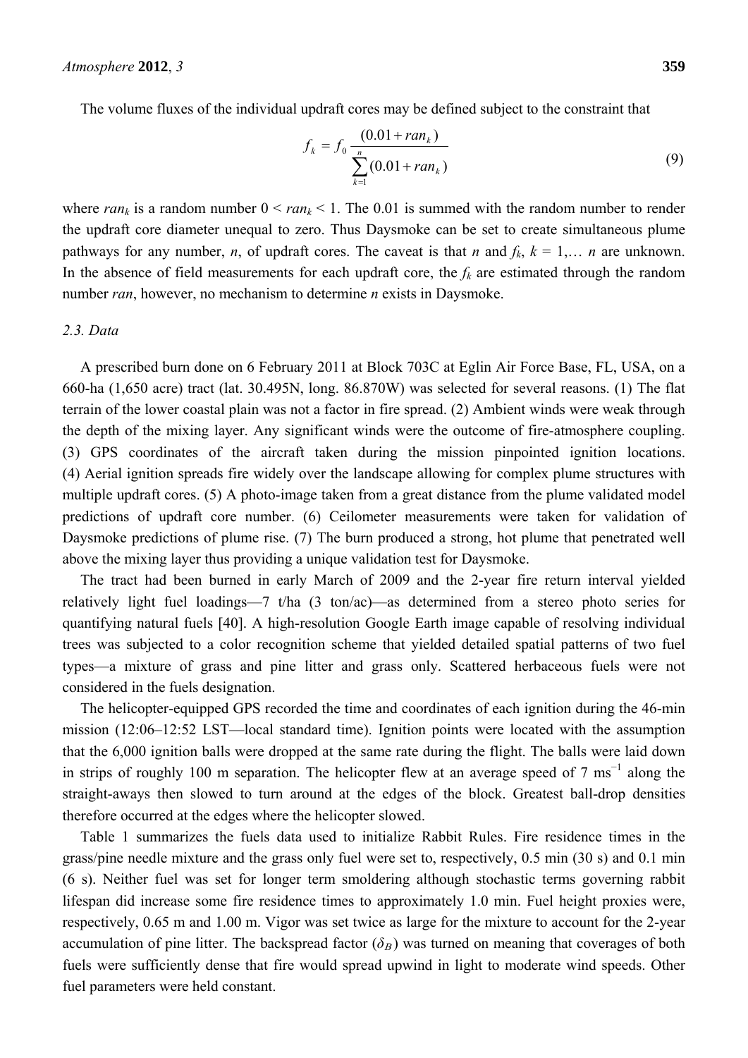The volume fluxes of the individual updraft cores may be defined subject to the constraint that

$$f_k = f_0 \frac{(0.01 + ran_k)}{\sum_{k=1}^{n} (0.01 + ran_k)} \tag{9}$$

where $ran_k$ is a random number $0 < ran_k < 1$. The 0.01 is summed with the random number to render the updraft core diameter unequal to zero. Thus Daysmoke can be set to create simultaneous plume pathways for any number, $n$, of updraft cores. The caveat is that $n$ and $f_k$, $k = 1,\ldots\, n$ are unknown. In the absence of field measurements for each updraft core, the $f_k$ are estimated through the random number *ran*, however, no mechanism to determine $n$ exists in Daysmoke.

### 2.3. Data

A prescribed burn done on 6 February 2011 at Block 703C at Eglin Air Force Base, FL, USA, on a 660-ha (1,650 acre) tract (lat. 30.495N, long. 86.870W) was selected for several reasons. (1) The flat terrain of the lower coastal plain was not a factor in fire spread. (2) Ambient winds were weak through the depth of the mixing layer. Any significant winds were the outcome of fire-atmosphere coupling. (3) GPS coordinates of the aircraft taken during the mission pinpointed ignition locations. (4) Aerial ignition spreads fire widely over the landscape allowing for complex plume structures with multiple updraft cores. (5) A photo-image taken from a great distance from the plume validated model predictions of updraft core number. (6) Ceilometer measurements were taken for validation of Daysmoke predictions of plume rise. (7) The burn produced a strong, hot plume that penetrated well above the mixing layer thus providing a unique validation test for Daysmoke.

The tract had been burned in early March of 2009 and the 2-year fire return interval yielded relatively light fuel loadings—7 t/ha (3 ton/ac)—as determined from a stereo photo series for quantifying natural fuels [40]. A high-resolution Google Earth image capable of resolving individual trees was subjected to a color recognition scheme that yielded detailed spatial patterns of two fuel types—a mixture of grass and pine litter and grass only. Scattered herbaceous fuels were not considered in the fuels designation.

The helicopter-equipped GPS recorded the time and coordinates of each ignition during the 46-min mission (12:06–12:52 LST—local standard time). Ignition points were located with the assumption that the 6,000 ignition balls were dropped at the same rate during the flight. The balls were laid down in strips of roughly 100 m separation. The helicopter flew at an average speed of 7 $\text{ms}^{-1}$ along the straight-aways then slowed to turn around at the edges of the block. Greatest ball-drop densities therefore occurred at the edges where the helicopter slowed.

Table 1 summarizes the fuels data used to initialize Rabbit Rules. Fire residence times in the grass/pine needle mixture and the grass only fuel were set to, respectively, 0.5 min (30 s) and 0.1 min (6 s). Neither fuel was set for longer term smoldering although stochastic terms governing rabbit lifespan did increase some fire residence times to approximately 1.0 min. Fuel height proxies were, respectively, 0.65 m and 1.00 m. Vigor was set twice as large for the mixture to account for the 2-year accumulation of pine litter. The backspread factor ($\delta_B$) was turned on meaning that coverages of both fuels were sufficiently dense that fire would spread upwind in light to moderate wind speeds. Other fuel parameters were held constant.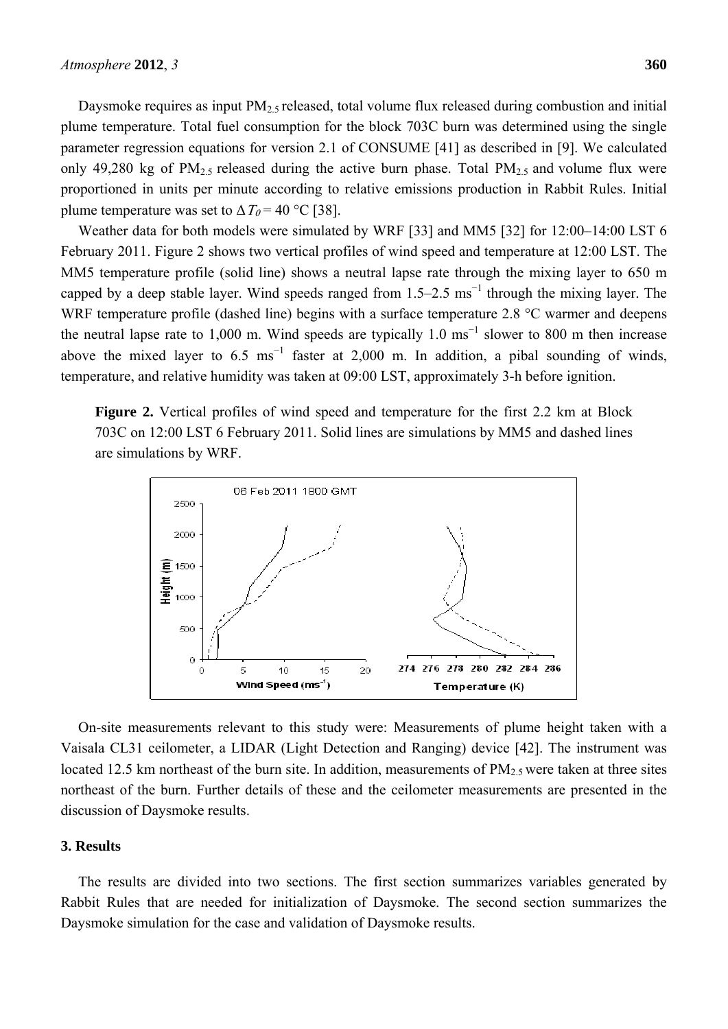Daysmoke requires as input $PM_{2.5}$ released, total volume flux released during combustion and initial plume temperature. Total fuel consumption for the block 703C burn was determined using the single parameter regression equations for version 2.1 of CONSUME [41] as described in [9]. We calculated only 49,280 kg of $PM_{2.5}$ released during the active burn phase. Total $PM_{2.5}$ and volume flux were proportioned in units per minute according to relative emissions production in Rabbit Rules. Initial plume temperature was set to $\Delta T_0 = 40$ °C [38].

Weather data for both models were simulated by WRF [33] and MM5 [32] for 12:00–14:00 LST 6 February 2011. Figure 2 shows two vertical profiles of wind speed and temperature at 12:00 LST. The MM5 temperature profile (solid line) shows a neutral lapse rate through the mixing layer to 650 m capped by a deep stable layer. Wind speeds ranged from 1.5–2.5 $ms^{-1}$ through the mixing layer. The WRF temperature profile (dashed line) begins with a surface temperature 2.8 °C warmer and deepens the neutral lapse rate to 1,000 m. Wind speeds are typically 1.0 $ms^{-1}$ slower to 800 m then increase above the mixed layer to 6.5 $ms^{-1}$ faster at 2,000 m. In addition, a pibal sounding of winds, temperature, and relative humidity was taken at 09:00 LST, approximately 3-h before ignition.

**Figure 2.** Vertical profiles of wind speed and temperature for the first 2.2 km at Block 703C on 12:00 LST 6 February 2011. Solid lines are simulations by MM5 and dashed lines are simulations by WRF.

On-site measurements relevant to this study were: Measurements of plume height taken with a Vaisala CL31 ceilometer, a LIDAR (Light Detection and Ranging) device [42]. The instrument was located 12.5 km northeast of the burn site. In addition, measurements of $PM_{2.5}$ were taken at three sites northeast of the burn. Further details of these and the ceilometer measurements are presented in the discussion of Daysmoke results.

## 3. Results

The results are divided into two sections. The first section summarizes variables generated by Rabbit Rules that are needed for initialization of Daysmoke. The second section summarizes the Daysmoke simulation for the case and validation of Daysmoke results.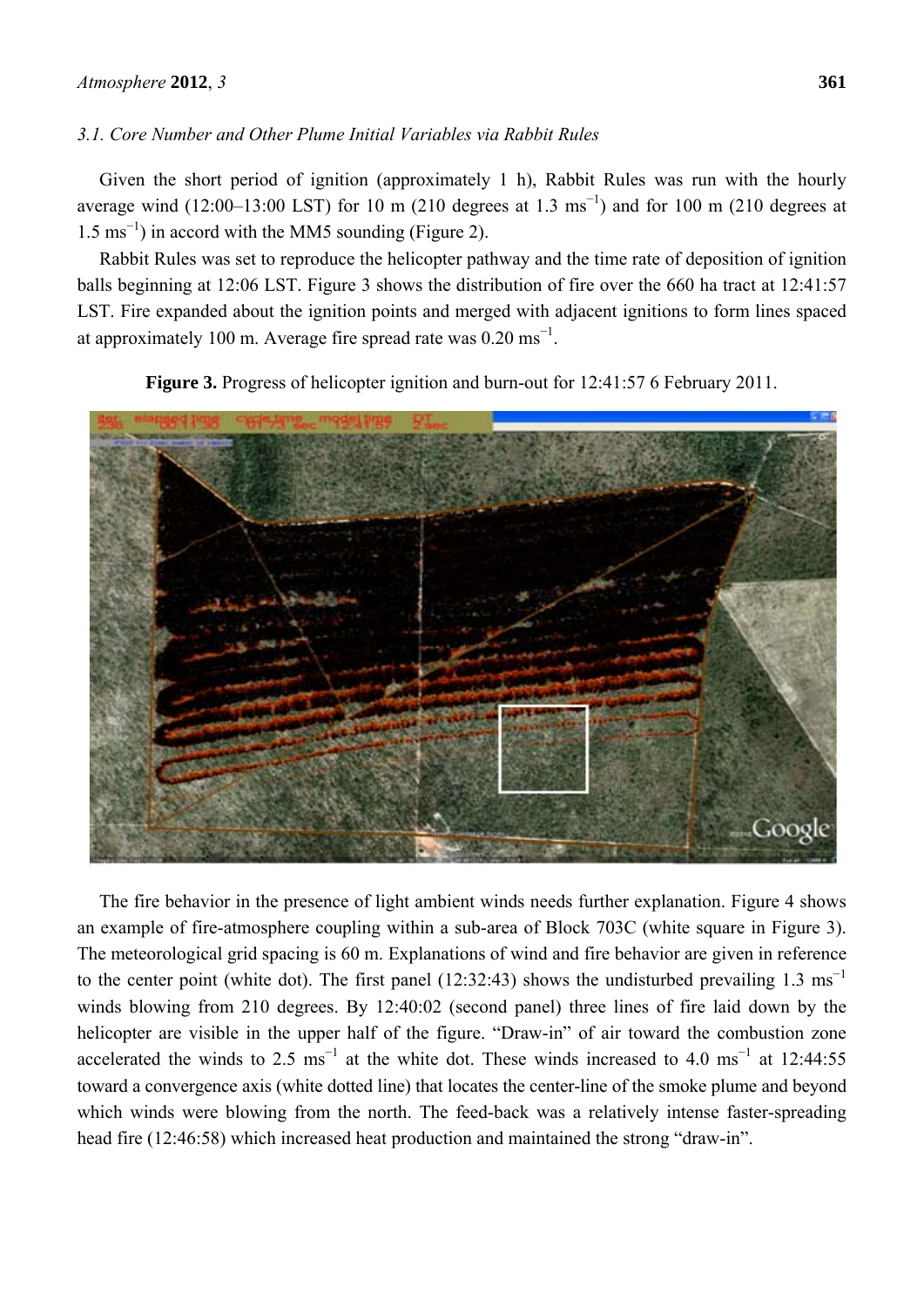### 3.1. Core Number and Other Plume Initial Variables via Rabbit Rules

Given the short period of ignition (approximately 1 h), Rabbit Rules was run with the hourly average wind (12:00–13:00 LST) for 10 m (210 degrees at 1.3 $ms^{-1}$) and for 100 m (210 degrees at 1.5 $ms^{-1}$) in accord with the MM5 sounding (Figure 2).

Rabbit Rules was set to reproduce the helicopter pathway and the time rate of deposition of ignition balls beginning at 12:06 LST. Figure 3 shows the distribution of fire over the 660 ha tract at 12:41:57 LST. Fire expanded about the ignition points and merged with adjacent ignitions to form lines spaced at approximately 100 m. Average fire spread rate was 0.20 $ms^{-1}$.

**Figure 3.** Progress of helicopter ignition and burn-out for 12:41:57 6 February 2011.

The fire behavior in the presence of light ambient winds needs further explanation. Figure 4 shows an example of fire-atmosphere coupling within a sub-area of Block 703C (white square in Figure 3). The meteorological grid spacing is 60 m. Explanations of wind and fire behavior are given in reference to the center point (white dot). The first panel (12:32:43) shows the undisturbed prevailing 1.3 $ms^{-1}$ winds blowing from 210 degrees. By 12:40:02 (second panel) three lines of fire laid down by the helicopter are visible in the upper half of the figure. "Draw-in" of air toward the combustion zone accelerated the winds to 2.5 $ms^{-1}$ at the white dot. These winds increased to 4.0 $ms^{-1}$ at 12:44:55 toward a convergence axis (white dotted line) that locates the center-line of the smoke plume and beyond which winds were blowing from the north. The feed-back was a relatively intense faster-spreading head fire (12:46:58) which increased heat production and maintained the strong "draw-in".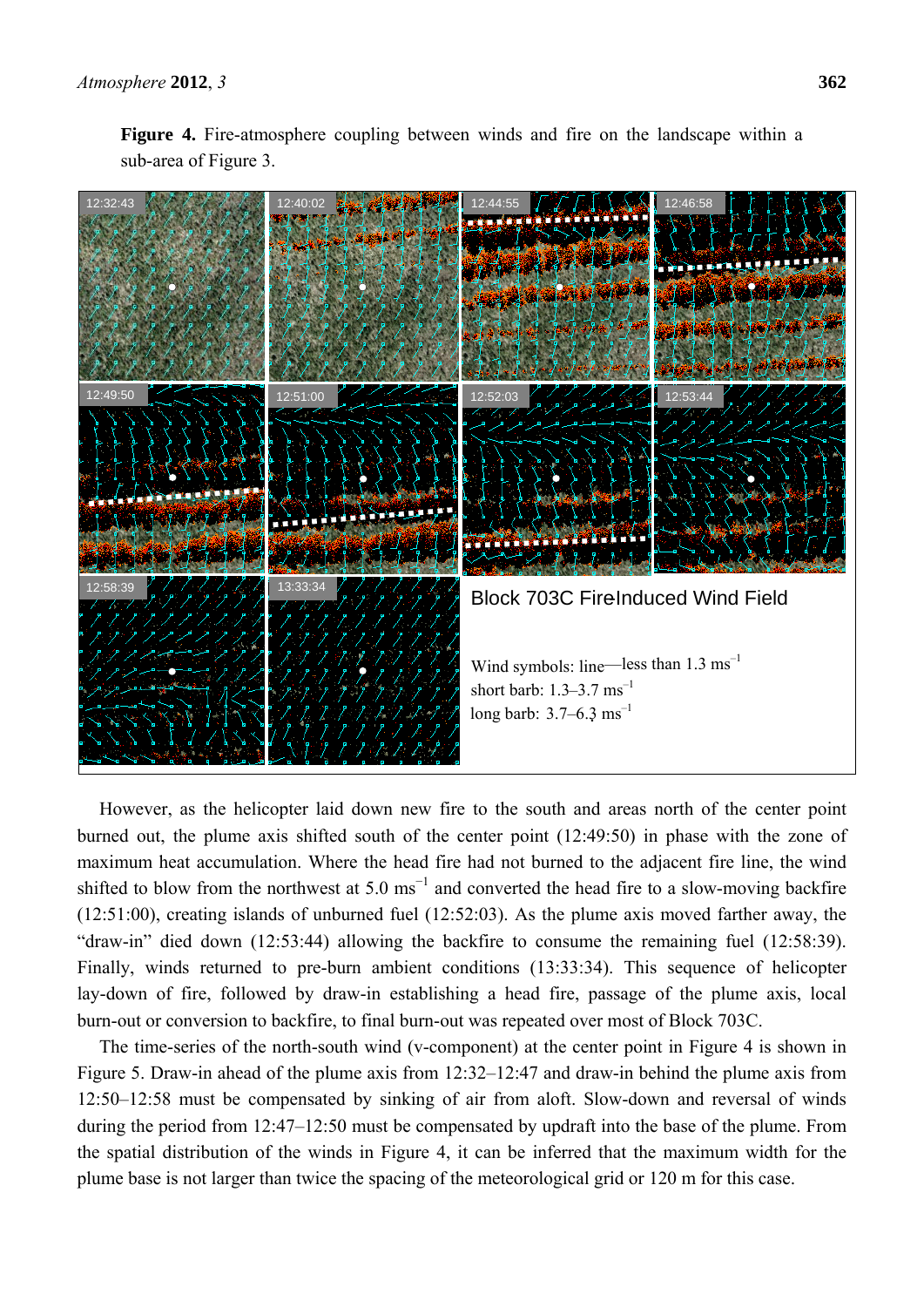**Figure 4.** Fire-atmosphere coupling between winds and fire on the landscape within a sub-area of Figure 3.

However, as the helicopter laid down new fire to the south and areas north of the center point burned out, the plume axis shifted south of the center point (12:49:50) in phase with the zone of maximum heat accumulation. Where the head fire had not burned to the adjacent fire line, the wind shifted to blow from the northwest at 5.0 ms$^{-1}$ and converted the head fire to a slow-moving backfire (12:51:00), creating islands of unburned fuel (12:52:03). As the plume axis moved farther away, the "draw-in" died down (12:53:44) allowing the backfire to consume the remaining fuel (12:58:39). Finally, winds returned to pre-burn ambient conditions (13:33:34). This sequence of helicopter lay-down of fire, followed by draw-in establishing a head fire, passage of the plume axis, local burn-out or conversion to backfire, to final burn-out was repeated over most of Block 703C.

The time-series of the north-south wind (v-component) at the center point in Figure 4 is shown in Figure 5. Draw-in ahead of the plume axis from 12:32–12:47 and draw-in behind the plume axis from 12:50–12:58 must be compensated by sinking of air from aloft. Slow-down and reversal of winds during the period from 12:47–12:50 must be compensated by updraft into the base of the plume. From the spatial distribution of the winds in Figure 4, it can be inferred that the maximum width for the plume base is not larger than twice the spacing of the meteorological grid or 120 m for this case.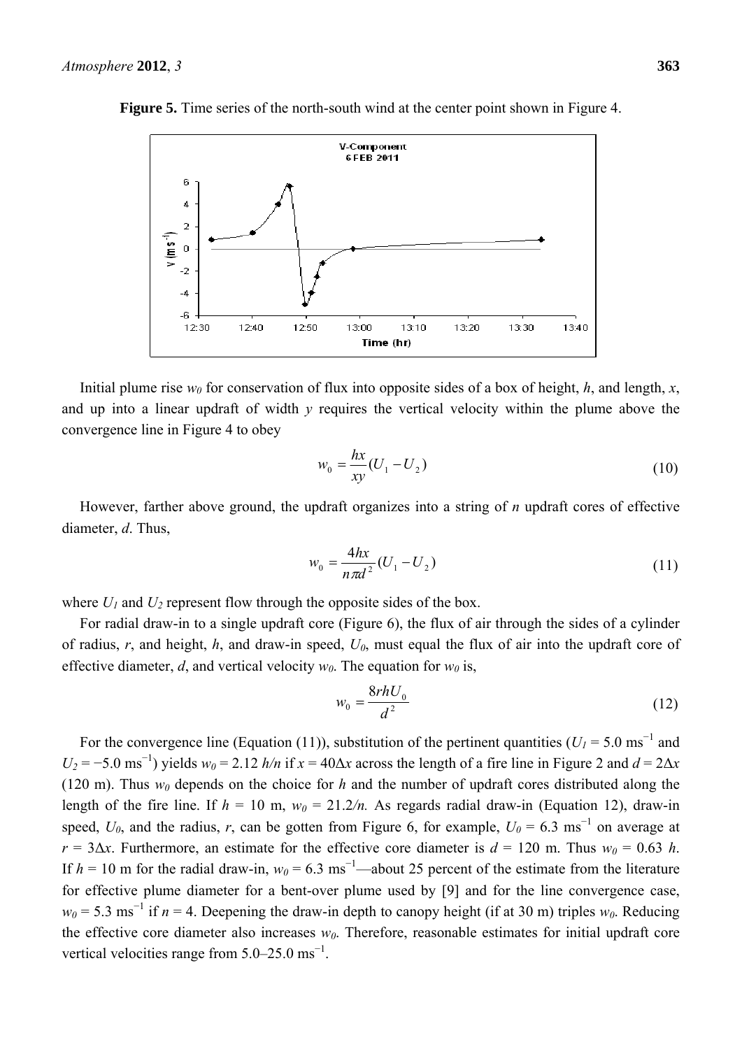**Figure 5.** Time series of the north-south wind at the center point shown in Figure 4.

Initial plume rise $w_0$ for conservation of flux into opposite sides of a box of height, $h$, and length, $x$, and up into a linear updraft of width $y$ requires the vertical velocity within the plume above the convergence line in Figure 4 to obey

$$w_0 = \frac{hx}{xy}(U_1 - U_2) \tag{10}$$

However, farther above ground, the updraft organizes into a string of $n$ updraft cores of effective diameter, $d$. Thus,

$$w_0 = \frac{4hx}{n\pi d^2}(U_1 - U_2) \tag{11}$$

where $U_1$ and $U_2$ represent flow through the opposite sides of the box.

For radial draw-in to a single updraft core (Figure 6), the flux of air through the sides of a cylinder of radius, $r$, and height, $h$, and draw-in speed, $U_0$, must equal the flux of air into the updraft core of effective diameter, $d$, and vertical velocity $w_0$. The equation for $w_0$ is,

$$w_0 = \frac{8rhU_0}{d^2} \tag{12}$$

For the convergence line (Equation (11)), substitution of the pertinent quantities ($U_1 = 5.0$ ms$^{-1}$ and $U_2 = -5.0$ ms$^{-1}$) yields $w_0 = 2.12$ $h/n$ if $x = 40\Delta x$ across the length of a fire line in Figure 2 and $d = 2\Delta x$ (120 m). Thus $w_0$ depends on the choice for $h$ and the number of updraft cores distributed along the length of the fire line. If $h = 10$ m, $w_0 = 21.2/n$. As regards radial draw-in (Equation 12), draw-in speed, $U_0$, and the radius, $r$, can be gotten from Figure 6, for example, $U_0 = 6.3$ ms$^{-1}$ on average at $r = 3\Delta x$. Furthermore, an estimate for the effective core diameter is $d = 120$ m. Thus $w_0 = 0.63$ $h$. If $h = 10$ m for the radial draw-in, $w_0 = 6.3$ ms$^{-1}$—about 25 percent of the estimate from the literature for effective plume diameter for a bent-over plume used by [9] and for the line convergence case, $w_0 = 5.3$ ms$^{-1}$ if $n = 4$. Deepening the draw-in depth to canopy height (if at 30 m) triples $w_0$. Reducing the effective core diameter also increases $w_0$. Therefore, reasonable estimates for initial updraft core vertical velocities range from 5.0–25.0 ms$^{-1}$.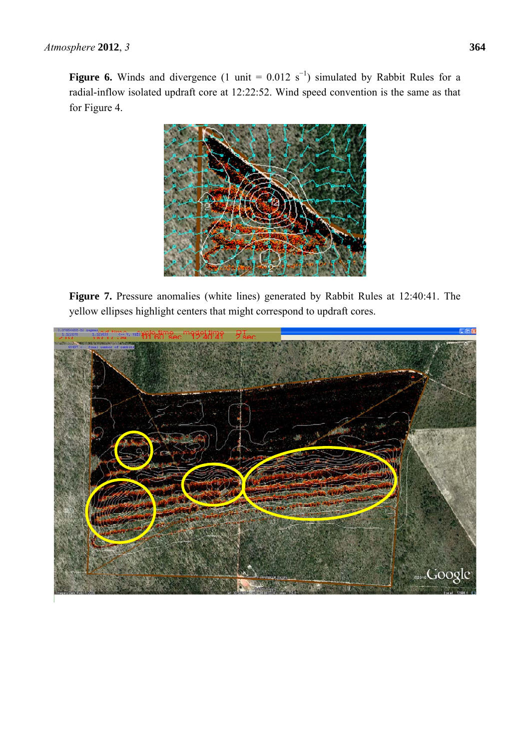**Figure 6.** Winds and divergence (1 unit = 0.012 $s^{-1}$) simulated by Rabbit Rules for a radial-inflow isolated updraft core at 12:22:52. Wind speed convention is the same as that for Figure 4.

**Figure 7.** Pressure anomalies (white lines) generated by Rabbit Rules at 12:40:41. The yellow ellipses highlight centers that might correspond to updraft cores.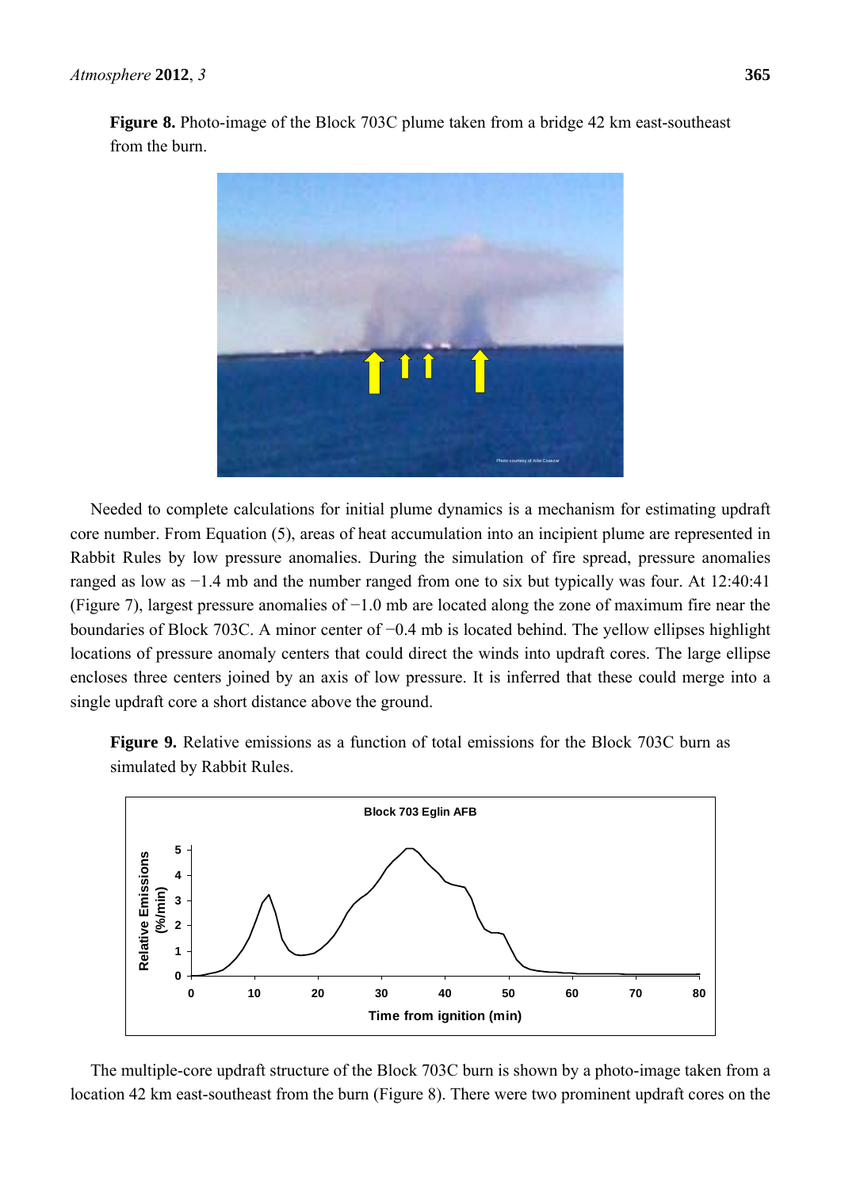**Figure 8.** Photo-image of the Block 703C plume taken from a bridge 42 km east-southeast from the burn.

Needed to complete calculations for initial plume dynamics is a mechanism for estimating updraft core number. From Equation (5), areas of heat accumulation into an incipient plume are represented in Rabbit Rules by low pressure anomalies. During the simulation of fire spread, pressure anomalies ranged as low as −1.4 mb and the number ranged from one to six but typically was four. At 12:40:41 (Figure 7), largest pressure anomalies of −1.0 mb are located along the zone of maximum fire near the boundaries of Block 703C. A minor center of −0.4 mb is located behind. The yellow ellipses highlight locations of pressure anomaly centers that could direct the winds into updraft cores. The large ellipse encloses three centers joined by an axis of low pressure. It is inferred that these could merge into a single updraft core a short distance above the ground.

**Figure 9.** Relative emissions as a function of total emissions for the Block 703C burn as simulated by Rabbit Rules.

The multiple-core updraft structure of the Block 703C burn is shown by a photo-image taken from a location 42 km east-southeast from the burn (Figure 8). There were two prominent updraft cores on the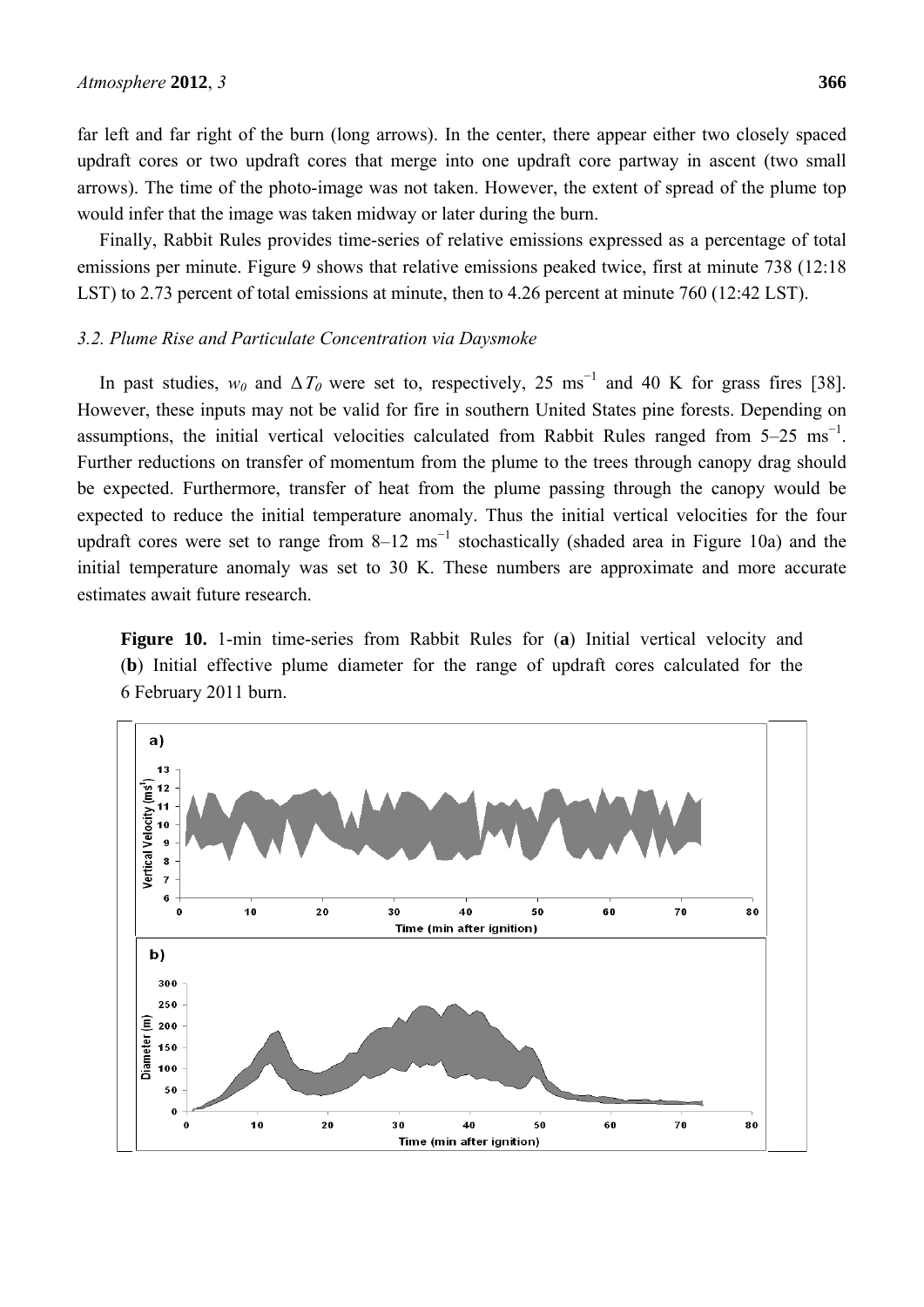far left and far right of the burn (long arrows). In the center, there appear either two closely spaced updraft cores or two updraft cores that merge into one updraft core partway in ascent (two small arrows). The time of the photo-image was not taken. However, the extent of spread of the plume top would infer that the image was taken midway or later during the burn.

Finally, Rabbit Rules provides time-series of relative emissions expressed as a percentage of total emissions per minute. Figure 9 shows that relative emissions peaked twice, first at minute 738 (12:18 LST) to 2.73 percent of total emissions at minute, then to 4.26 percent at minute 760 (12:42 LST).

### *3.2. Plume Rise and Particulate Concentration via Daysmoke*

In past studies, $w_0$ and $\Delta T_0$ were set to, respectively, 25 $ms^{-1}$ and 40 K for grass fires [38]. However, these inputs may not be valid for fire in southern United States pine forests. Depending on assumptions, the initial vertical velocities calculated from Rabbit Rules ranged from 5–25 $ms^{-1}$. Further reductions on transfer of momentum from the plume to the trees through canopy drag should be expected. Furthermore, transfer of heat from the plume passing through the canopy would be expected to reduce the initial temperature anomaly. Thus the initial vertical velocities for the four updraft cores were set to range from 8–12 $ms^{-1}$ stochastically (shaded area in Figure 10a) and the initial temperature anomaly was set to 30 K. These numbers are approximate and more accurate estimates await future research.

**Figure 10.** 1-min time-series from Rabbit Rules for (**a**) Initial vertical velocity and (**b**) Initial effective plume diameter for the range of updraft cores calculated for the 6 February 2011 burn.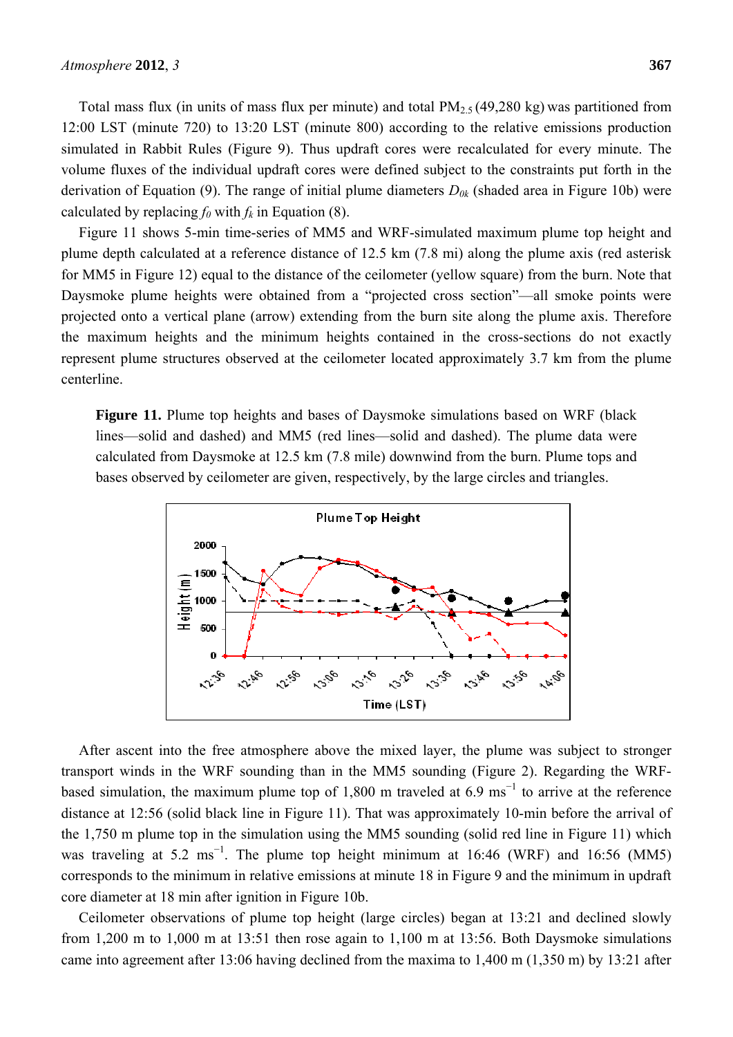Total mass flux (in units of mass flux per minute) and total $PM_{2.5}$ (49,280 kg) was partitioned from 12:00 LST (minute 720) to 13:20 LST (minute 800) according to the relative emissions production simulated in Rabbit Rules (Figure 9). Thus updraft cores were recalculated for every minute. The volume fluxes of the individual updraft cores were defined subject to the constraints put forth in the derivation of Equation (9). The range of initial plume diameters $D_{0k}$ (shaded area in Figure 10b) were calculated by replacing $f_0$ with $f_k$ in Equation (8).

Figure 11 shows 5-min time-series of MM5 and WRF-simulated maximum plume top height and plume depth calculated at a reference distance of 12.5 km (7.8 mi) along the plume axis (red asterisk for MM5 in Figure 12) equal to the distance of the ceilometer (yellow square) from the burn. Note that Daysmoke plume heights were obtained from a "projected cross section"—all smoke points were projected onto a vertical plane (arrow) extending from the burn site along the plume axis. Therefore the maximum heights and the minimum heights contained in the cross-sections do not exactly represent plume structures observed at the ceilometer located approximately 3.7 km from the plume centerline.

**Figure 11.** Plume top heights and bases of Daysmoke simulations based on WRF (black lines—solid and dashed) and MM5 (red lines—solid and dashed). The plume data were calculated from Daysmoke at 12.5 km (7.8 mile) downwind from the burn. Plume tops and bases observed by ceilometer are given, respectively, by the large circles and triangles.

After ascent into the free atmosphere above the mixed layer, the plume was subject to stronger transport winds in the WRF sounding than in the MM5 sounding (Figure 2). Regarding the WRF-based simulation, the maximum plume top of 1,800 m traveled at 6.9 $ms^{-1}$ to arrive at the reference distance at 12:56 (solid black line in Figure 11). That was approximately 10-min before the arrival of the 1,750 m plume top in the simulation using the MM5 sounding (solid red line in Figure 11) which was traveling at 5.2 $ms^{-1}$. The plume top height minimum at 16:46 (WRF) and 16:56 (MM5) corresponds to the minimum in relative emissions at minute 18 in Figure 9 and the minimum in updraft core diameter at 18 min after ignition in Figure 10b.

Ceilometer observations of plume top height (large circles) began at 13:21 and declined slowly from 1,200 m to 1,000 m at 13:51 then rose again to 1,100 m at 13:56. Both Daysmoke simulations came into agreement after 13:06 having declined from the maxima to 1,400 m (1,350 m) by 13:21 after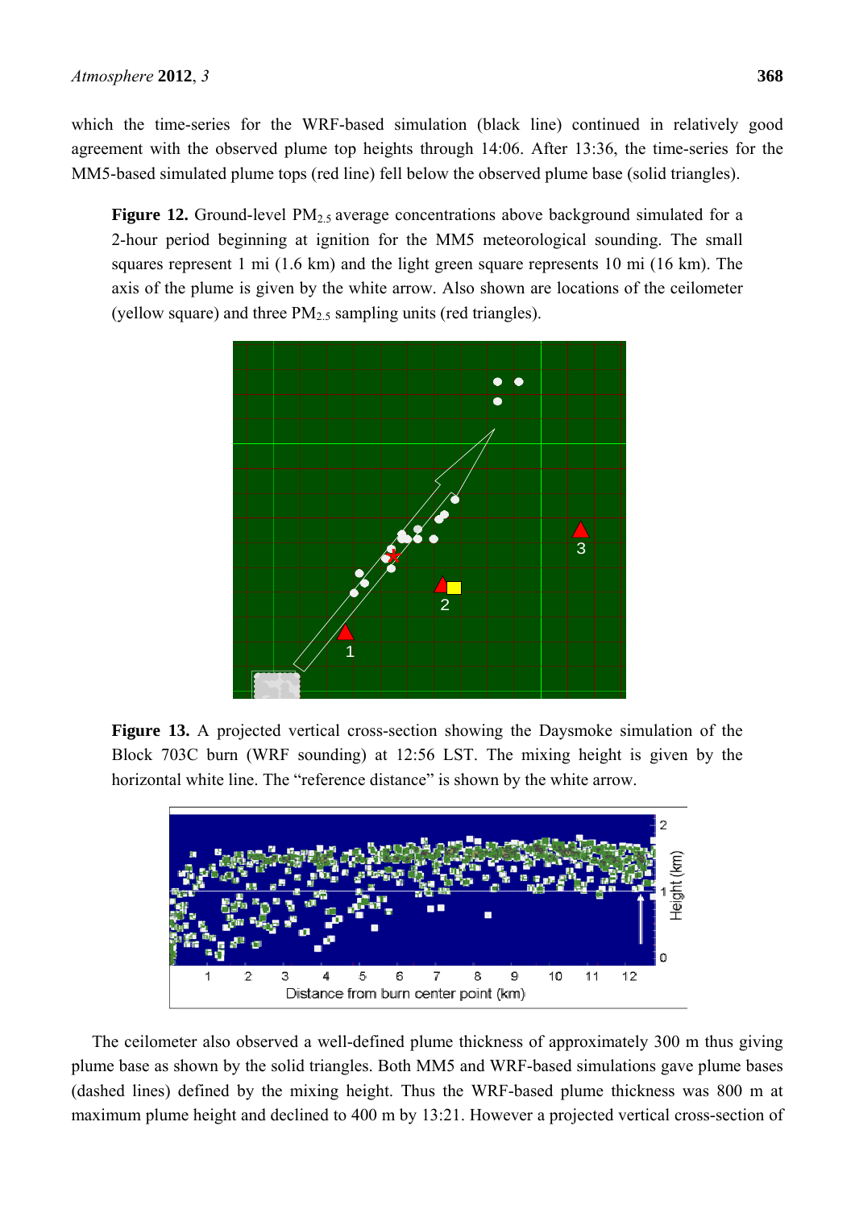which the time-series for the WRF-based simulation (black line) continued in relatively good agreement with the observed plume top heights through 14:06. After 13:36, the time-series for the MM5-based simulated plume tops (red line) fell below the observed plume base (solid triangles).

**Figure 12.** Ground-level $PM_{2.5}$ average concentrations above background simulated for a 2-hour period beginning at ignition for the MM5 meteorological sounding. The small squares represent 1 mi (1.6 km) and the light green square represents 10 mi (16 km). The axis of the plume is given by the white arrow. Also shown are locations of the ceilometer (yellow square) and three $PM_{2.5}$ sampling units (red triangles).

**Figure 13.** A projected vertical cross-section showing the Daysmoke simulation of the Block 703C burn (WRF sounding) at 12:56 LST. The mixing height is given by the horizontal white line. The "reference distance" is shown by the white arrow.

The ceilometer also observed a well-defined plume thickness of approximately 300 m thus giving plume base as shown by the solid triangles. Both MM5 and WRF-based simulations gave plume bases (dashed lines) defined by the mixing height. Thus the WRF-based plume thickness was 800 m at maximum plume height and declined to 400 m by 13:21. However a projected vertical cross-section of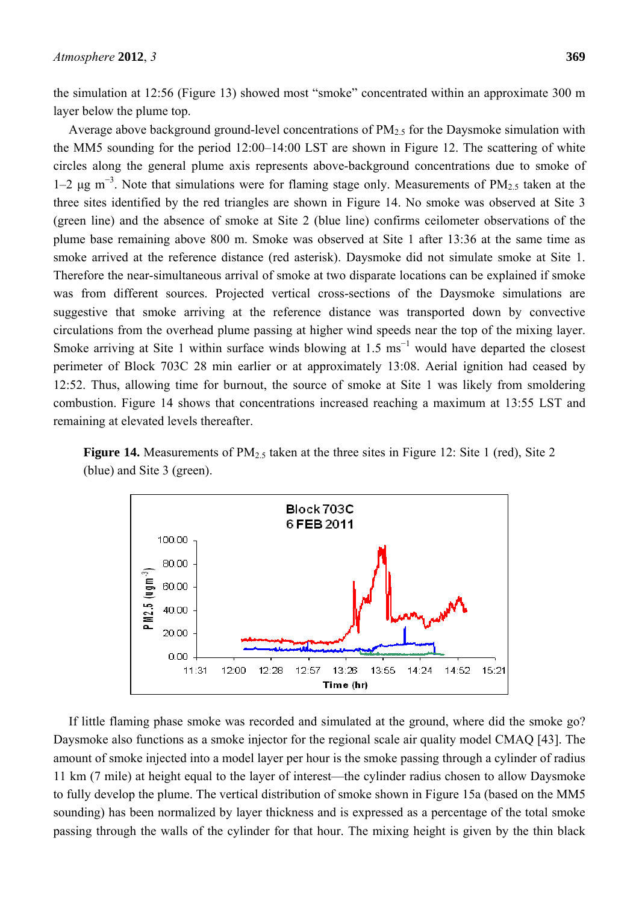the simulation at 12:56 (Figure 13) showed most "smoke" concentrated within an approximate 300 m layer below the plume top.

Average above background ground-level concentrations of $PM_{2.5}$ for the Daysmoke simulation with the MM5 sounding for the period 12:00–14:00 LST are shown in Figure 12. The scattering of white circles along the general plume axis represents above-background concentrations due to smoke of 1–2 μg $m^{-3}$. Note that simulations were for flaming stage only. Measurements of $PM_{2.5}$ taken at the three sites identified by the red triangles are shown in Figure 14. No smoke was observed at Site 3 (green line) and the absence of smoke at Site 2 (blue line) confirms ceilometer observations of the plume base remaining above 800 m. Smoke was observed at Site 1 after 13:36 at the same time as smoke arrived at the reference distance (red asterisk). Daysmoke did not simulate smoke at Site 1. Therefore the near-simultaneous arrival of smoke at two disparate locations can be explained if smoke was from different sources. Projected vertical cross-sections of the Daysmoke simulations are suggestive that smoke arriving at the reference distance was transported down by convective circulations from the overhead plume passing at higher wind speeds near the top of the mixing layer. Smoke arriving at Site 1 within surface winds blowing at 1.5 $ms^{-1}$ would have departed the closest perimeter of Block 703C 28 min earlier or at approximately 13:08. Aerial ignition had ceased by 12:52. Thus, allowing time for burnout, the source of smoke at Site 1 was likely from smoldering combustion. Figure 14 shows that concentrations increased reaching a maximum at 13:55 LST and remaining at elevated levels thereafter.

**Figure 14.** Measurements of $PM_{2.5}$ taken at the three sites in Figure 12: Site 1 (red), Site 2 (blue) and Site 3 (green).

If little flaming phase smoke was recorded and simulated at the ground, where did the smoke go? Daysmoke also functions as a smoke injector for the regional scale air quality model CMAQ [43]. The amount of smoke injected into a model layer per hour is the smoke passing through a cylinder of radius 11 km (7 mile) at height equal to the layer of interest—the cylinder radius chosen to allow Daysmoke to fully develop the plume. The vertical distribution of smoke shown in Figure 15a (based on the MM5 sounding) has been normalized by layer thickness and is expressed as a percentage of the total smoke passing through the walls of the cylinder for that hour. The mixing height is given by the thin black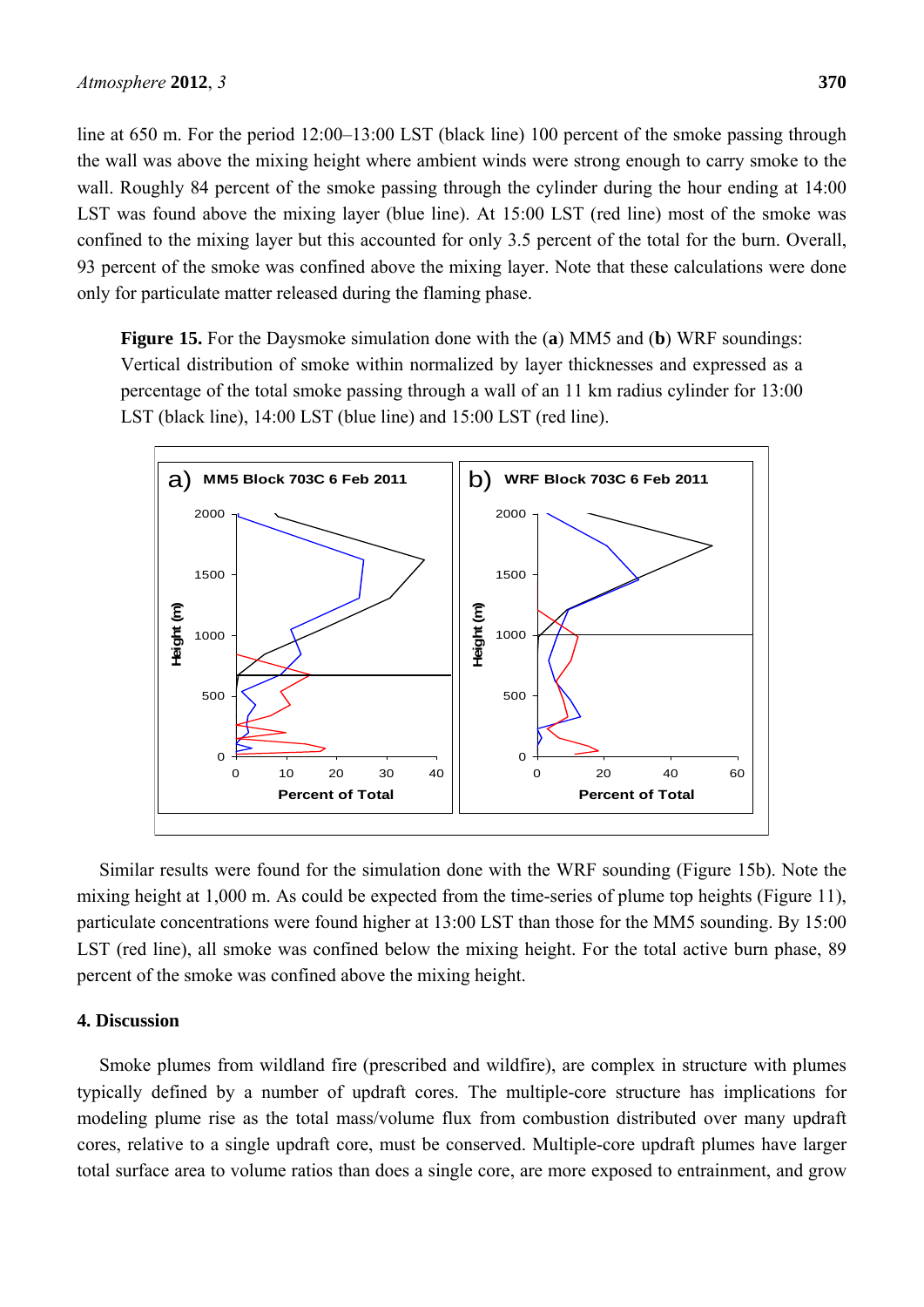line at 650 m. For the period 12:00–13:00 LST (black line) 100 percent of the smoke passing through the wall was above the mixing height where ambient winds were strong enough to carry smoke to the wall. Roughly 84 percent of the smoke passing through the cylinder during the hour ending at 14:00 LST was found above the mixing layer (blue line). At 15:00 LST (red line) most of the smoke was confined to the mixing layer but this accounted for only 3.5 percent of the total for the burn. Overall, 93 percent of the smoke was confined above the mixing layer. Note that these calculations were done only for particulate matter released during the flaming phase.

**Figure 15.** For the Daysmoke simulation done with the (**a**) MM5 and (**b**) WRF soundings: Vertical distribution of smoke within normalized by layer thicknesses and expressed as a percentage of the total smoke passing through a wall of an 11 km radius cylinder for 13:00 LST (black line), 14:00 LST (blue line) and 15:00 LST (red line).

Similar results were found for the simulation done with the WRF sounding (Figure 15b). Note the mixing height at 1,000 m. As could be expected from the time-series of plume top heights (Figure 11), particulate concentrations were found higher at 13:00 LST than those for the MM5 sounding. By 15:00 LST (red line), all smoke was confined below the mixing height. For the total active burn phase, 89 percent of the smoke was confined above the mixing height.

## 4. Discussion

Smoke plumes from wildland fire (prescribed and wildfire), are complex in structure with plumes typically defined by a number of updraft cores. The multiple-core structure has implications for modeling plume rise as the total mass/volume flux from combustion distributed over many updraft cores, relative to a single updraft core, must be conserved. Multiple-core updraft plumes have larger total surface area to volume ratios than does a single core, are more exposed to entrainment, and grow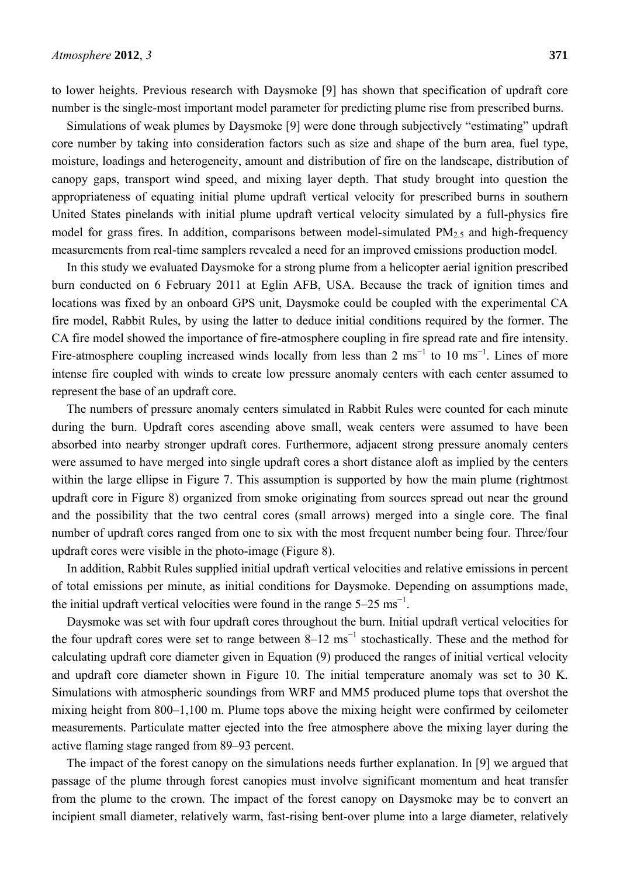to lower heights. Previous research with Daysmoke [9] has shown that specification of updraft core number is the single-most important model parameter for predicting plume rise from prescribed burns.

Simulations of weak plumes by Daysmoke [9] were done through subjectively "estimating" updraft core number by taking into consideration factors such as size and shape of the burn area, fuel type, moisture, loadings and heterogeneity, amount and distribution of fire on the landscape, distribution of canopy gaps, transport wind speed, and mixing layer depth. That study brought into question the appropriateness of equating initial plume updraft vertical velocity for prescribed burns in southern United States pinelands with initial plume updraft vertical velocity simulated by a full-physics fire model for grass fires. In addition, comparisons between model-simulated $PM_{2.5}$ and high-frequency measurements from real-time samplers revealed a need for an improved emissions production model.

In this study we evaluated Daysmoke for a strong plume from a helicopter aerial ignition prescribed burn conducted on 6 February 2011 at Eglin AFB, USA. Because the track of ignition times and locations was fixed by an onboard GPS unit, Daysmoke could be coupled with the experimental CA fire model, Rabbit Rules, by using the latter to deduce initial conditions required by the former. The CA fire model showed the importance of fire-atmosphere coupling in fire spread rate and fire intensity. Fire-atmosphere coupling increased winds locally from less than 2 $ms^{-1}$ to 10 $ms^{-1}$. Lines of more intense fire coupled with winds to create low pressure anomaly centers with each center assumed to represent the base of an updraft core.

The numbers of pressure anomaly centers simulated in Rabbit Rules were counted for each minute during the burn. Updraft cores ascending above small, weak centers were assumed to have been absorbed into nearby stronger updraft cores. Furthermore, adjacent strong pressure anomaly centers were assumed to have merged into single updraft cores a short distance aloft as implied by the centers within the large ellipse in Figure 7. This assumption is supported by how the main plume (rightmost updraft core in Figure 8) organized from smoke originating from sources spread out near the ground and the possibility that the two central cores (small arrows) merged into a single core. The final number of updraft cores ranged from one to six with the most frequent number being four. Three/four updraft cores were visible in the photo-image (Figure 8).

In addition, Rabbit Rules supplied initial updraft vertical velocities and relative emissions in percent of total emissions per minute, as initial conditions for Daysmoke. Depending on assumptions made, the initial updraft vertical velocities were found in the range 5–25 $ms^{-1}$.

Daysmoke was set with four updraft cores throughout the burn. Initial updraft vertical velocities for the four updraft cores were set to range between 8–12 $ms^{-1}$ stochastically. These and the method for calculating updraft core diameter given in Equation (9) produced the ranges of initial vertical velocity and updraft core diameter shown in Figure 10. The initial temperature anomaly was set to 30 K. Simulations with atmospheric soundings from WRF and MM5 produced plume tops that overshot the mixing height from 800–1,100 m. Plume tops above the mixing height were confirmed by ceilometer measurements. Particulate matter ejected into the free atmosphere above the mixing layer during the active flaming stage ranged from 89–93 percent.

The impact of the forest canopy on the simulations needs further explanation. In [9] we argued that passage of the plume through forest canopies must involve significant momentum and heat transfer from the plume to the crown. The impact of the forest canopy on Daysmoke may be to convert an incipient small diameter, relatively warm, fast-rising bent-over plume into a large diameter, relatively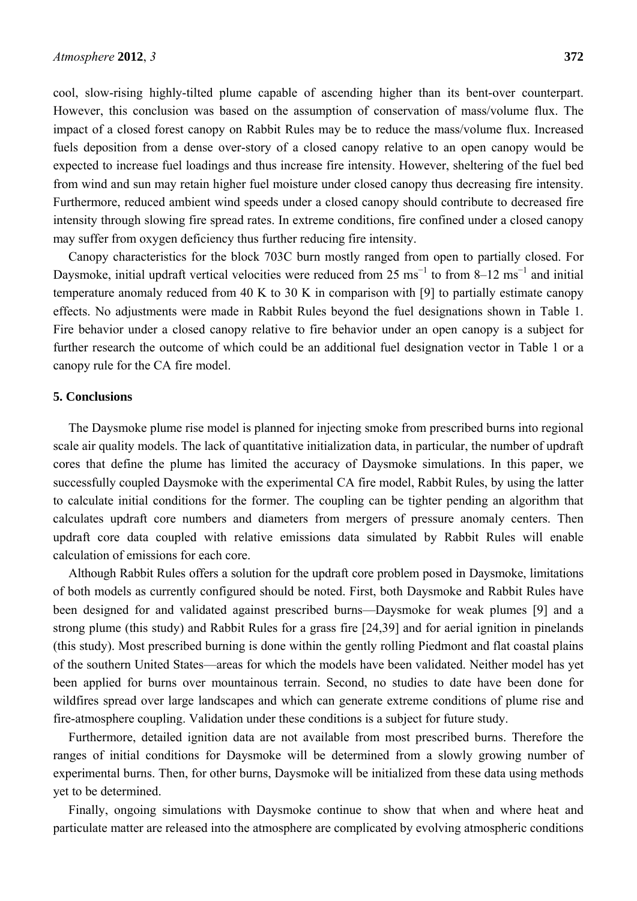cool, slow-rising highly-tilted plume capable of ascending higher than its bent-over counterpart. However, this conclusion was based on the assumption of conservation of mass/volume flux. The impact of a closed forest canopy on Rabbit Rules may be to reduce the mass/volume flux. Increased fuels deposition from a dense over-story of a closed canopy relative to an open canopy would be expected to increase fuel loadings and thus increase fire intensity. However, sheltering of the fuel bed from wind and sun may retain higher fuel moisture under closed canopy thus decreasing fire intensity. Furthermore, reduced ambient wind speeds under a closed canopy should contribute to decreased fire intensity through slowing fire spread rates. In extreme conditions, fire confined under a closed canopy may suffer from oxygen deficiency thus further reducing fire intensity.

Canopy characteristics for the block 703C burn mostly ranged from open to partially closed. For Daysmoke, initial updraft vertical velocities were reduced from 25 $ms^{-1}$ to from 8–12 $ms^{-1}$ and initial temperature anomaly reduced from 40 K to 30 K in comparison with [9] to partially estimate canopy effects. No adjustments were made in Rabbit Rules beyond the fuel designations shown in Table 1. Fire behavior under a closed canopy relative to fire behavior under an open canopy is a subject for further research the outcome of which could be an additional fuel designation vector in Table 1 or a canopy rule for the CA fire model.

## 5. Conclusions

The Daysmoke plume rise model is planned for injecting smoke from prescribed burns into regional scale air quality models. The lack of quantitative initialization data, in particular, the number of updraft cores that define the plume has limited the accuracy of Daysmoke simulations. In this paper, we successfully coupled Daysmoke with the experimental CA fire model, Rabbit Rules, by using the latter to calculate initial conditions for the former. The coupling can be tighter pending an algorithm that calculates updraft core numbers and diameters from mergers of pressure anomaly centers. Then updraft core data coupled with relative emissions data simulated by Rabbit Rules will enable calculation of emissions for each core.

Although Rabbit Rules offers a solution for the updraft core problem posed in Daysmoke, limitations of both models as currently configured should be noted. First, both Daysmoke and Rabbit Rules have been designed for and validated against prescribed burns—Daysmoke for weak plumes [9] and a strong plume (this study) and Rabbit Rules for a grass fire [24,39] and for aerial ignition in pinelands (this study). Most prescribed burning is done within the gently rolling Piedmont and flat coastal plains of the southern United States—areas for which the models have been validated. Neither model has yet been applied for burns over mountainous terrain. Second, no studies to date have been done for wildfires spread over large landscapes and which can generate extreme conditions of plume rise and fire-atmosphere coupling. Validation under these conditions is a subject for future study.

Furthermore, detailed ignition data are not available from most prescribed burns. Therefore the ranges of initial conditions for Daysmoke will be determined from a slowly growing number of experimental burns. Then, for other burns, Daysmoke will be initialized from these data using methods yet to be determined.

Finally, ongoing simulations with Daysmoke continue to show that when and where heat and particulate matter are released into the atmosphere are complicated by evolving atmospheric conditions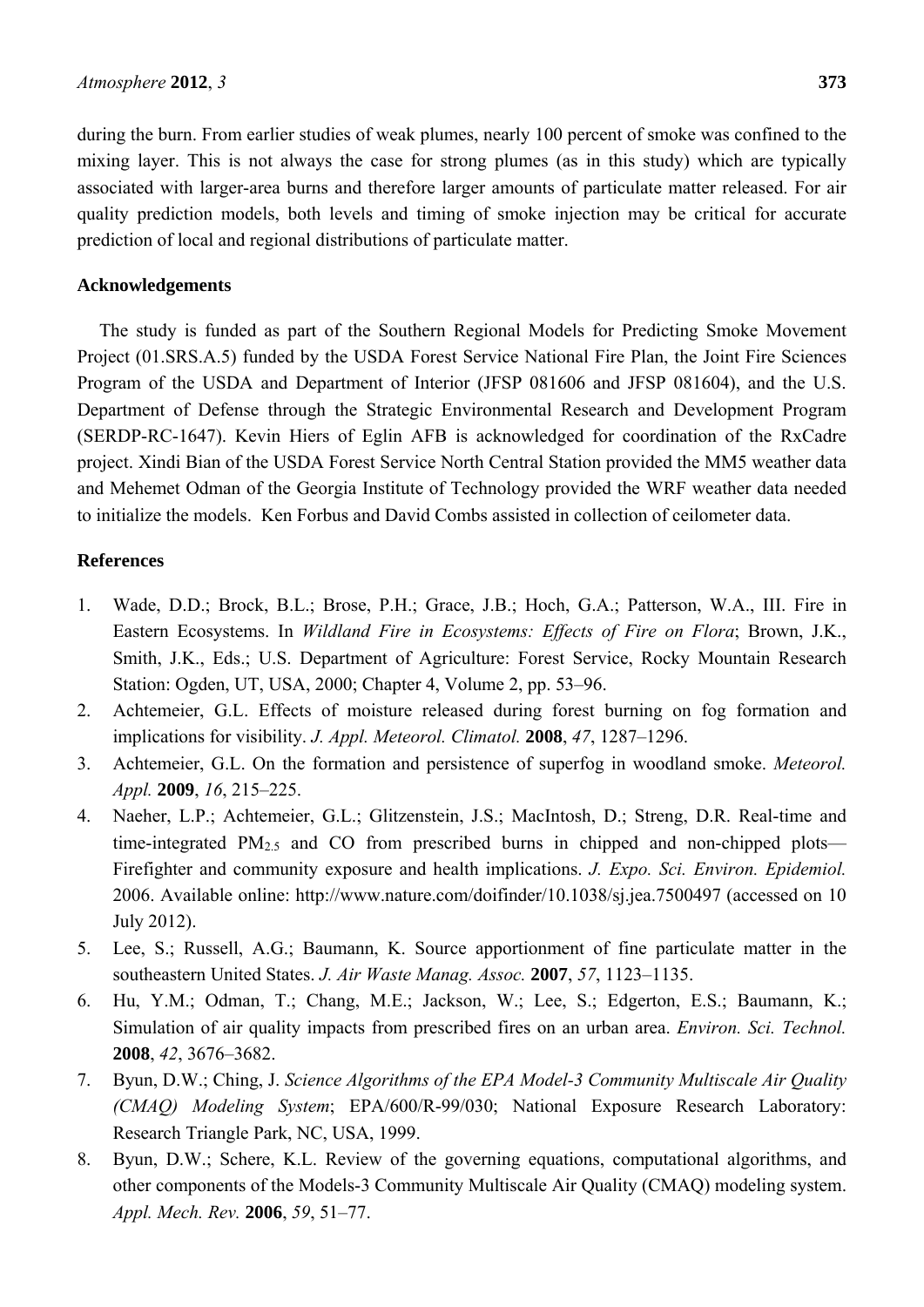during the burn. From earlier studies of weak plumes, nearly 100 percent of smoke was confined to the mixing layer. This is not always the case for strong plumes (as in this study) which are typically associated with larger-area burns and therefore larger amounts of particulate matter released. For air quality prediction models, both levels and timing of smoke injection may be critical for accurate prediction of local and regional distributions of particulate matter.

## Acknowledgements

The study is funded as part of the Southern Regional Models for Predicting Smoke Movement Project (01.SRS.A.5) funded by the USDA Forest Service National Fire Plan, the Joint Fire Sciences Program of the USDA and Department of Interior (JFSP 081606 and JFSP 081604), and the U.S. Department of Defense through the Strategic Environmental Research and Development Program (SERDP-RC-1647). Kevin Hiers of Eglin AFB is acknowledged for coordination of the RxCadre project. Xindi Bian of the USDA Forest Service North Central Station provided the MM5 weather data and Mehemet Odman of the Georgia Institute of Technology provided the WRF weather data needed to initialize the models. Ken Forbus and David Combs assisted in collection of ceilometer data.

## References

1. Wade, D.D.; Brock, B.L.; Brose, P.H.; Grace, J.B.; Hoch, G.A.; Patterson, W.A., III. Fire in Eastern Ecosystems. In *Wildland Fire in Ecosystems: Effects of Fire on Flora*; Brown, J.K., Smith, J.K., Eds.; U.S. Department of Agriculture: Forest Service, Rocky Mountain Research Station: Ogden, UT, USA, 2000; Chapter 4, Volume 2, pp. 53–96.
2. Achtemeier, G.L. Effects of moisture released during forest burning on fog formation and implications for visibility. *J. Appl. Meteorol. Climatol.* **2008**, *47*, 1287–1296.
3. Achtemeier, G.L. On the formation and persistence of superfog in woodland smoke. *Meteorol. Appl.* **2009**, *16*, 215–225.
4. Naeher, L.P.; Achtemeier, G.L.; Glitzenstein, J.S.; MacIntosh, D.; Streng, D.R. Real-time and time-integrated $PM_{2.5}$ and CO from prescribed burns in chipped and non-chipped plots—Firefighter and community exposure and health implications. *J. Expo. Sci. Environ. Epidemiol.* 2006. Available online: http://www.nature.com/doifinder/10.1038/sj.jea.7500497 (accessed on 10 July 2012).
5. Lee, S.; Russell, A.G.; Baumann, K. Source apportionment of fine particulate matter in the southeastern United States. *J. Air Waste Manag. Assoc.* **2007**, *57*, 1123–1135.
6. Hu, Y.M.; Odman, T.; Chang, M.E.; Jackson, W.; Lee, S.; Edgerton, E.S.; Baumann, K.; Simulation of air quality impacts from prescribed fires on an urban area. *Environ. Sci. Technol.* **2008**, *42*, 3676–3682.
7. Byun, D.W.; Ching, J. *Science Algorithms of the EPA Model-3 Community Multiscale Air Quality (CMAQ) Modeling System*; EPA/600/R-99/030; National Exposure Research Laboratory: Research Triangle Park, NC, USA, 1999.
8. Byun, D.W.; Schere, K.L. Review of the governing equations, computational algorithms, and other components of the Models-3 Community Multiscale Air Quality (CMAQ) modeling system. *Appl. Mech. Rev.* **2006**, *59*, 51–77.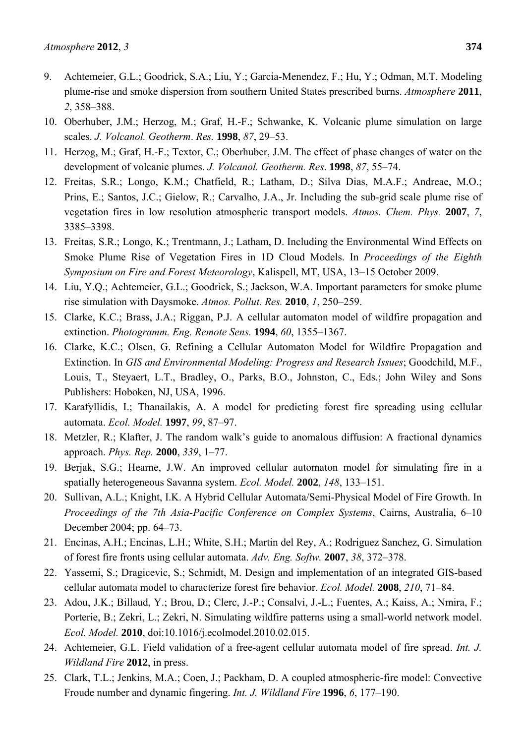9. Achtemeier, G.L.; Goodrick, S.A.; Liu, Y.; Garcia-Menendez, F.; Hu, Y.; Odman, M.T. Modeling plume-rise and smoke dispersion from southern United States prescribed burns. *Atmosphere* **2011**, *2*, 358–388.
10. Oberhuber, J.M.; Herzog, M.; Graf, H.-F.; Schwanke, K. Volcanic plume simulation on large scales. *J. Volcanol. Geotherm*. *Res.* **1998**, *87*, 29–53.
11. Herzog, M.; Graf, H.-F.; Textor, C.; Oberhuber, J.M. The effect of phase changes of water on the development of volcanic plumes. *J. Volcanol. Geotherm. Res*. **1998**, *87*, 55–74.
12. Freitas, S.R.; Longo, K.M.; Chatfield, R.; Latham, D.; Silva Dias, M.A.F.; Andreae, M.O.; Prins, E.; Santos, J.C.; Gielow, R.; Carvalho, J.A., Jr. Including the sub-grid scale plume rise of vegetation fires in low resolution atmospheric transport models. *Atmos. Chem. Phys.* **2007**, *7*, 3385–3398.
13. Freitas, S.R.; Longo, K.; Trentmann, J.; Latham, D. Including the Environmental Wind Effects on Smoke Plume Rise of Vegetation Fires in 1D Cloud Models. In *Proceedings of the Eighth Symposium on Fire and Forest Meteorology*, Kalispell, MT, USA, 13–15 October 2009.
14. Liu, Y.Q.; Achtemeier, G.L.; Goodrick, S.; Jackson, W.A. Important parameters for smoke plume rise simulation with Daysmoke. *Atmos. Pollut. Res.* **2010**, *1*, 250–259.
15. Clarke, K.C.; Brass, J.A.; Riggan, P.J. A cellular automaton model of wildfire propagation and extinction. *Photogramm. Eng. Remote Sens.* **1994**, *60*, 1355–1367.
16. Clarke, K.C.; Olsen, G. Refining a Cellular Automaton Model for Wildfire Propagation and Extinction. In *GIS and Environmental Modeling: Progress and Research Issues*; Goodchild, M.F., Louis, T., Steyaert, L.T., Bradley, O., Parks, B.O., Johnston, C., Eds.; John Wiley and Sons Publishers: Hoboken, NJ, USA, 1996.
17. Karafyllidis, I.; Thanailakis, A. A model for predicting forest fire spreading using cellular automata. *Ecol. Model.* **1997**, *99*, 87–97.
18. Metzler, R.; Klafter, J. The random walk's guide to anomalous diffusion: A fractional dynamics approach. *Phys. Rep.* **2000**, *339*, 1–77.
19. Berjak, S.G.; Hearne, J.W. An improved cellular automaton model for simulating fire in a spatially heterogeneous Savanna system. *Ecol. Model.* **2002**, *148*, 133–151.
20. Sullivan, A.L.; Knight, I.K. A Hybrid Cellular Automata/Semi-Physical Model of Fire Growth. In *Proceedings of the 7th Asia-Pacific Conference on Complex Systems*, Cairns, Australia, 6–10 December 2004; pp. 64–73.
21. Encinas, A.H.; Encinas, L.H.; White, S.H.; Martin del Rey, A.; Rodriguez Sanchez, G. Simulation of forest fire fronts using cellular automata. *Adv. Eng. Softw.* **2007**, *38*, 372–378.
22. Yassemi, S.; Dragicevic, S.; Schmidt, M. Design and implementation of an integrated GIS-based cellular automata model to characterize forest fire behavior. *Ecol. Model.* **2008**, *210*, 71–84.
23. Adou, J.K.; Billaud, Y.; Brou, D.; Clerc, J.-P.; Consalvi, J.-L.; Fuentes, A.; Kaiss, A.; Nmira, F.; Porterie, B.; Zekri, L.; Zekri, N. Simulating wildfire patterns using a small-world network model. *Ecol. Model.* **2010**, doi:10.1016/j.ecolmodel.2010.02.015.
24. Achtemeier, G.L. Field validation of a free-agent cellular automata model of fire spread. *Int. J. Wildland Fire* **2012**, in press.
25. Clark, T.L.; Jenkins, M.A.; Coen, J.; Packham, D. A coupled atmospheric-fire model: Convective Froude number and dynamic fingering. *Int. J. Wildland Fire* **1996**, *6*, 177–190.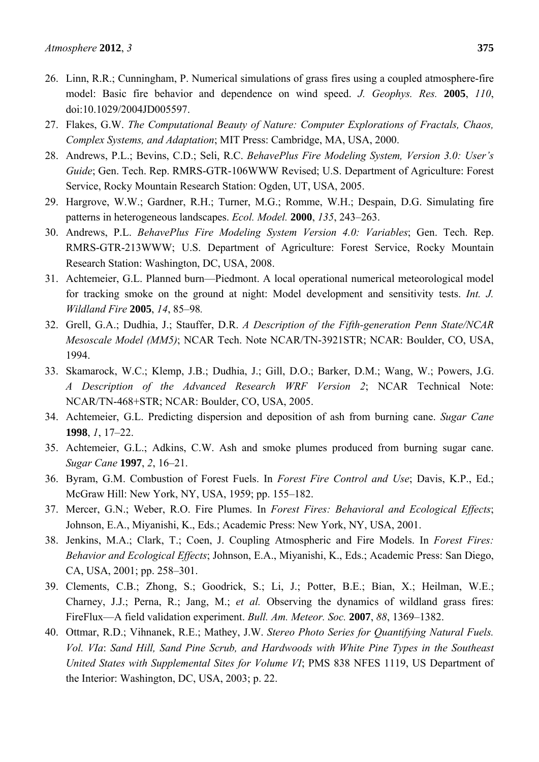26. Linn, R.R.; Cunningham, P. Numerical simulations of grass fires using a coupled atmosphere-fire model: Basic fire behavior and dependence on wind speed. *J. Geophys. Res.* **2005**, *110*, doi:10.1029/2004JD005597.
27. Flakes, G.W. *The Computational Beauty of Nature: Computer Explorations of Fractals, Chaos, Complex Systems, and Adaptation*; MIT Press: Cambridge, MA, USA, 2000.
28. Andrews, P.L.; Bevins, C.D.; Seli, R.C. *BehavePlus Fire Modeling System, Version 3.0: User's Guide*; Gen. Tech. Rep. RMRS-GTR-106WWW Revised; U.S. Department of Agriculture: Forest Service, Rocky Mountain Research Station: Ogden, UT, USA, 2005.
29. Hargrove, W.W.; Gardner, R.H.; Turner, M.G.; Romme, W.H.; Despain, D.G. Simulating fire patterns in heterogeneous landscapes. *Ecol. Model.* **2000**, *135*, 243–263.
30. Andrews, P.L. *BehavePlus Fire Modeling System Version 4.0: Variables*; Gen. Tech. Rep. RMRS-GTR-213WWW; U.S. Department of Agriculture: Forest Service, Rocky Mountain Research Station: Washington, DC, USA, 2008.
31. Achtemeier, G.L. Planned burn—Piedmont. A local operational numerical meteorological model for tracking smoke on the ground at night: Model development and sensitivity tests. *Int. J. Wildland Fire* **2005**, *14*, 85–98*.*
32. Grell, G.A.; Dudhia, J.; Stauffer, D.R. *A Description of the Fifth-generation Penn State/NCAR Mesoscale Model (MM5)*; NCAR Tech. Note NCAR/TN-3921STR; NCAR: Boulder, CO, USA, 1994.
33. Skamarock, W.C.; Klemp, J.B.; Dudhia, J.; Gill, D.O.; Barker, D.M.; Wang, W.; Powers, J.G. *A Description of the Advanced Research WRF Version 2*; NCAR Technical Note: NCAR/TN-468+STR; NCAR: Boulder, CO, USA, 2005.
34. Achtemeier, G.L. Predicting dispersion and deposition of ash from burning cane. *Sugar Cane* **1998**, *1*, 17–22.
35. Achtemeier, G.L.; Adkins, C.W. Ash and smoke plumes produced from burning sugar cane. *Sugar Cane* **1997**, *2*, 16–21.
36. Byram, G.M. Combustion of Forest Fuels. In *Forest Fire Control and Use*; Davis, K.P., Ed.; McGraw Hill: New York, NY, USA, 1959; pp. 155–182.
37. Mercer, G.N.; Weber, R.O. Fire Plumes. In *Forest Fires: Behavioral and Ecological Effects*; Johnson, E.A., Miyanishi, K., Eds.; Academic Press: New York, NY, USA, 2001.
38. Jenkins, M.A.; Clark, T.; Coen, J. Coupling Atmospheric and Fire Models. In *Forest Fires: Behavior and Ecological Effects*; Johnson, E.A., Miyanishi, K., Eds.; Academic Press: San Diego, CA, USA, 2001; pp. 258–301.
39. Clements, C.B.; Zhong, S.; Goodrick, S.; Li, J.; Potter, B.E.; Bian, X.; Heilman, W.E.; Charney, J.J.; Perna, R.; Jang, M.; *et al.* Observing the dynamics of wildland grass fires: FireFlux—A field validation experiment. *Bull. Am. Meteor. Soc.* **2007**, *88*, 1369–1382.
40. Ottmar, R.D.; Vihnanek, R.E.; Mathey, J.W. *Stereo Photo Series for Quantifying Natural Fuels. Vol. VIa*: *Sand Hill, Sand Pine Scrub, and Hardwoods with White Pine Types in the Southeast United States with Supplemental Sites for Volume VI*; PMS 838 NFES 1119, US Department of the Interior: Washington, DC, USA, 2003; p. 22.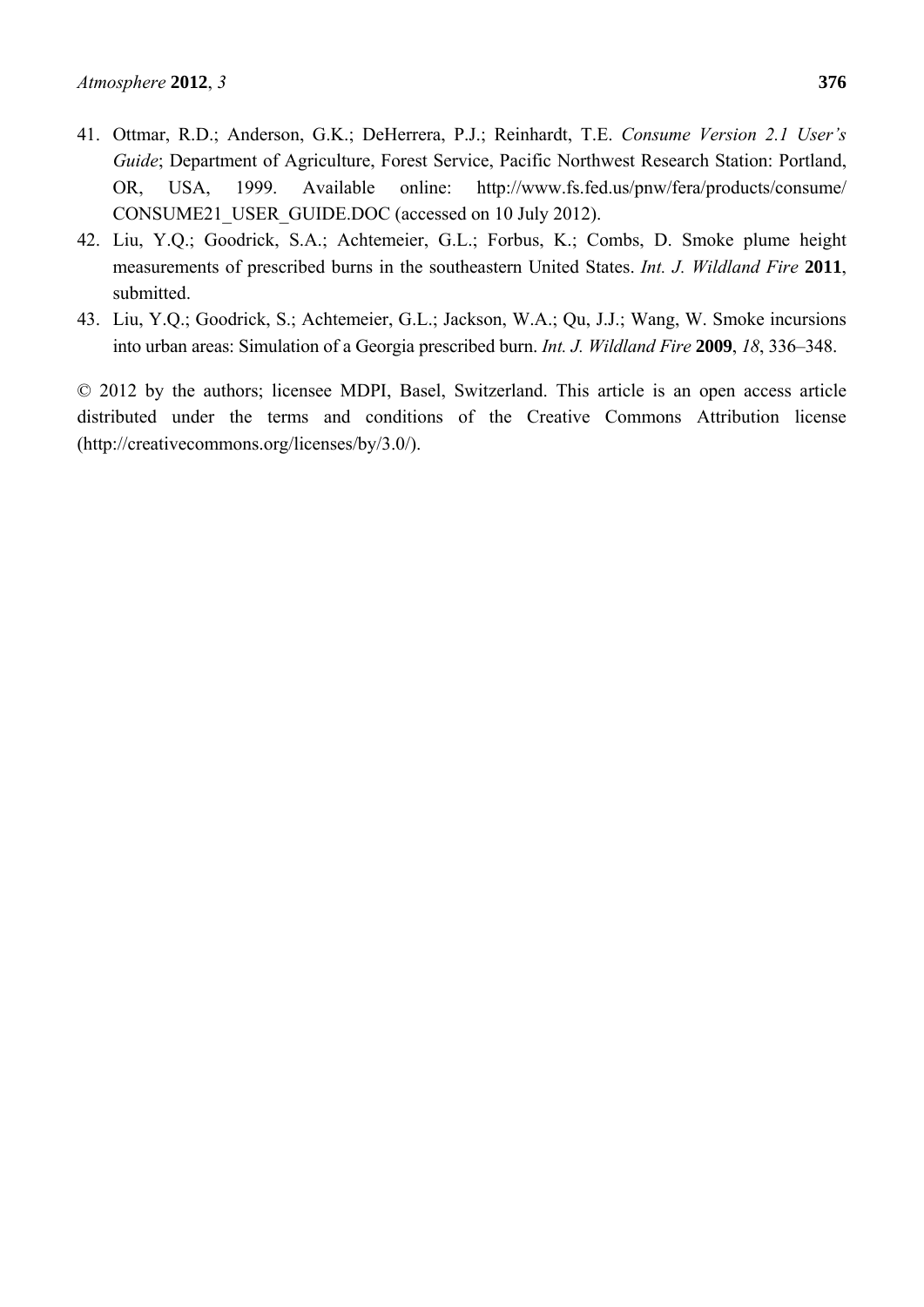41. Ottmar, R.D.; Anderson, G.K.; DeHerrera, P.J.; Reinhardt, T.E. *Consume Version 2.1 User's Guide*; Department of Agriculture, Forest Service, Pacific Northwest Research Station: Portland, OR, USA, 1999. Available online: http://www.fs.fed.us/pnw/fera/products/consume/CONSUME21_USER_GUIDE.DOC (accessed on 10 July 2012).
42. Liu, Y.Q.; Goodrick, S.A.; Achtemeier, G.L.; Forbus, K.; Combs, D. Smoke plume height measurements of prescribed burns in the southeastern United States. *Int. J. Wildland Fire* **2011**, submitted.
43. Liu, Y.Q.; Goodrick, S.; Achtemeier, G.L.; Jackson, W.A.; Qu, J.J.; Wang, W. Smoke incursions into urban areas: Simulation of a Georgia prescribed burn. *Int. J. Wildland Fire* **2009**, *18*, 336–348.

© 2012 by the authors; licensee MDPI, Basel, Switzerland. This article is an open access article distributed under the terms and conditions of the Creative Commons Attribution license (http://creativecommons.org/licenses/by/3.0/).